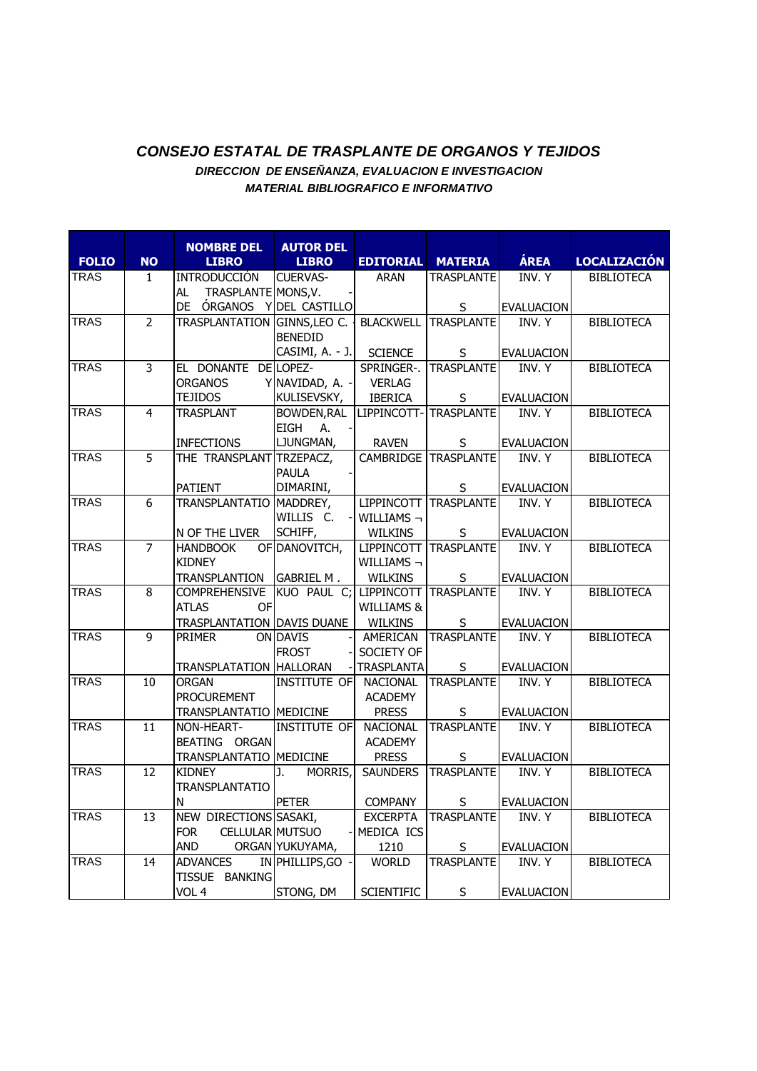# *CONSEJO ESTATAL DE TRASPLANTE DE ORGANOS Y TEJIDOS*

### *DIRECCION DE ENSEÑANZA, EVALUACION E INVESTIGACION*

### *MATERIAL BIBLIOGRAFICO E INFORMATIVO*

| FOLIO | NO | NOMBRE DEL LIBRO | AUTOR DEL LIBRO | EDITORIAL | MATERIA | ÁREA | LOCALIZACIÓN |
|---|---|---|---|---|---|---|---|
| TRAS | 1 | INTRODUCCIÓN AL TRASPLANTE DE ÓRGANOS Y | CUERVAS-MONS,V. - DEL CASTILLO | ARAN | TRASPLANTES | INV. Y EVALUACION | BIBLIOTECA |
| TRAS | 2 | TRASPLANTATION | GINNS,LEO C. - BENEDID CASIMI, A. - J. | BLACKWELL SCIENCE | TRASPLANTES | INV. Y EVALUACION | BIBLIOTECA |
| TRAS | 3 | EL DONANTE DE ORGANOS Y TEJIDOS | LOPEZ-NAVIDAD, A. - KULISEVSKY, | SPRINGER-. VERLAG IBERICA | TRASPLANTES | INV. Y EVALUACION | BIBLIOTECA |
| TRAS | 4 | TRASPLANT INFECTIONS | BOWDEN,RALEIGH A. - LJUNGMAN, | LIPPINCOTT-RAVEN | TRASPLANTES | INV. Y EVALUACION | BIBLIOTECA |
| TRAS | 5 | THE TRANSPLANT PATIENT | TRZEPACZ, PAULA - DIMARINI, | CAMBRIDGE | TRASPLANTES | INV. Y EVALUACION | BIBLIOTECA |
| TRAS | 6 | TRANSPLANTATION OF THE LIVER | MADDREY, WILLIS C. - SCHIFF, | LIPPINCOTT WILLIAMS ¬ WILKINS | TRASPLANTES | INV. Y EVALUACION | BIBLIOTECA |
| TRAS | 7 | HANDBOOK OF KIDNEY TRANSPLANTION | DANOVITCH, GABRIEL M . | LIPPINCOTT WILLIAMS ¬ WILKINS | TRASPLANTES | INV. Y EVALUACION | BIBLIOTECA |
| TRAS | 8 | COMPREHENSIVE ATLAS OF TRASPLANTATION | KUO PAUL C; DAVIS DUANE | LIPPINCOTT WILLIAMS & WILKINS | TRASPLANTES | INV. Y EVALUACION | BIBLIOTECA |
| TRAS | 9 | PRIMER ON TRANSPLATATION | DAVIS - FROST - HALLORAN - | AMERICAN SOCIETY OF TRASPLANTA | TRASPLANTES | INV. Y EVALUACION | BIBLIOTECA |
| TRAS | 10 | ORGAN PROCUREMENT TRANSPLANTATIO | INSTITUTE OF MEDICINE | NACIONAL ACADEMY PRESS | TRASPLANTES | INV. Y EVALUACION | BIBLIOTECA |
| TRAS | 11 | NON-HEART-BEATING ORGAN TRANSPLANTATIO | INSTITUTE OF MEDICINE | NACIONAL ACADEMY PRESS | TRASPLANTES | INV. Y EVALUACION | BIBLIOTECA |
| TRAS | 12 | KIDNEY TRANSPLANTATION | J. MORRIS, PETER | SAUNDERS COMPANY | TRASPLANTES | INV. Y EVALUACION | BIBLIOTECA |
| TRAS | 13 | NEW DIRECTIONS FOR CELLULAR AND ORGAN | SASAKI, MUTSUO - YUKUYAMA, | EXCERPTA MEDICA ICS 1210 | TRASPLANTES | INV. Y EVALUACION | BIBLIOTECA |
| TRAS | 14 | ADVANCES IN TISSUE BANKING VOL 4 | PHILLIPS,GO - STONG, DM | WORLD SCIENTIFIC | TRASPLANTES | INV. Y EVALUACION | BIBLIOTECA |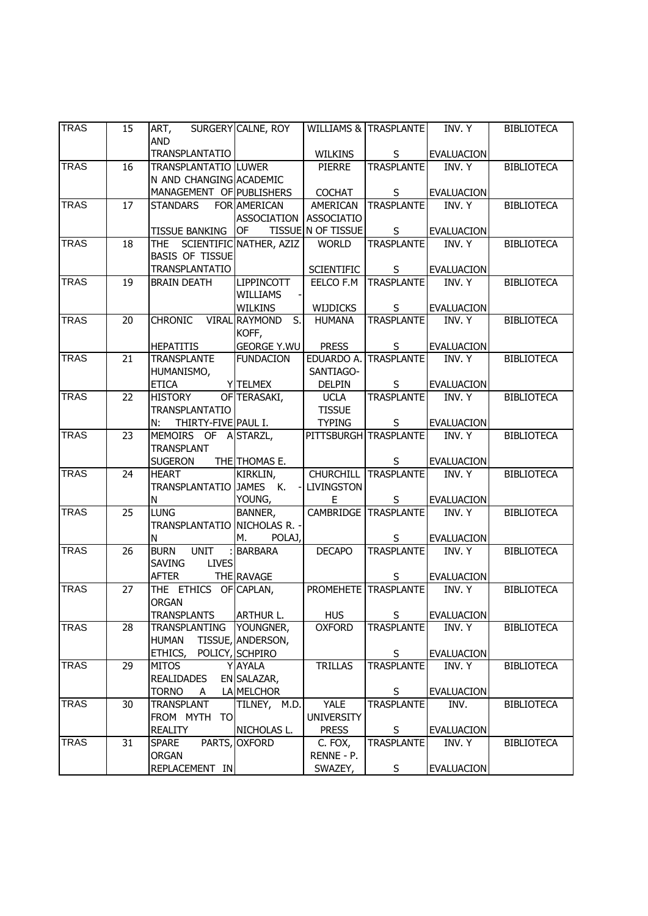| TRAS | 15 | ART, SURGERY AND TRANSPLANTATIO | CALNE, ROY | WILLIAMS & WILKINS | TRASPLANTES | INV. Y EVALUACION | BIBLIOTECA |
|---|---|---|---|---|---|---|---|
| TRAS | 16 | TRANSPLANTATIO N AND CHANGING MANAGEMENT OF | LUWER ACADEMIC PUBLISHERS | PIERRE COCHAT | TRASPLANTES | INV. Y EVALUACION | BIBLIOTECA |
| TRAS | 17 | STANDARS FOR TISSUE BANKING | AMERICAN ASSOCIATION OF TISSUE | AMERICAN ASSOCIATIO N OF TISSUE | TRASPLANTES | INV. Y EVALUACION | BIBLIOTECA |
| TRAS | 18 | THE SCIENTIFIC BASIS OF TISSUE TRANSPLANTATIO | NATHER, AZIZ | WORLD SCIENTIFIC | TRASPLANTES | INV. Y EVALUACION | BIBLIOTECA |
| TRAS | 19 | BRAIN DEATH | LIPPINCOTT WILLIAMS - WILKINS | EELCO F.M WIJDICKS | TRASPLANTES | INV. Y EVALUACION | BIBLIOTECA |
| TRAS | 20 | CHRONIC VIRAL HEPATITIS | RAYMOND S. KOFF, GEORGE Y.WU | HUMANA PRESS | TRASPLANTES | INV. Y EVALUACION | BIBLIOTECA |
| TRAS | 21 | TRANSPLANTE HUMANISMO, Y ETICA | FUNDACION TELMEX | EDUARDO A. SANTIAGO-DELPIN | TRASPLANTES | INV. Y EVALUACION | BIBLIOTECA |
| TRAS | 22 | HISTORY OF TRANSPLANTATIO N: THIRTY-FIVE | TERASAKI, PAUL I. | UCLA TISSUE TYPING | TRASPLANTES | INV. Y EVALUACION | BIBLIOTECA |
| TRAS | 23 | MEMOIRS OF A TRANSPLANT SUGERON THE | STARZL, THOMAS E. | PITTSBURGH | TRASPLANTES | INV. Y EVALUACION | BIBLIOTECA |
| TRAS | 24 | HEART TRANSPLANTATIO N | KIRKLIN, JAMES K. - YOUNG, | CHURCHILL LIVINGSTON E | TRASPLANTES | INV. Y EVALUACION | BIBLIOTECA |
| TRAS | 25 | LUNG TRANSPLANTATIO N | BANNER, NICHOLAS R. - M. POLAJ, | CAMBRIDGE | TRASPLANTES | INV. Y EVALUACION | BIBLIOTECA |
| TRAS | 26 | BURN UNIT : SAVING LIVES AFTER THE | BARBARA RAVAGE | DECAPO | TRASPLANTES | INV. Y EVALUACION | BIBLIOTECA |
| TRAS | 27 | THE ETHICS OF ORGAN TRANSPLANTS | CAPLAN, ARTHUR L. | PROMEHETE HUS | TRASPLANTES | INV. Y EVALUACION | BIBLIOTECA |
| TRAS | 28 | TRANSPLANTING HUMAN TISSUE, ETHICS, POLICY, | YOUNGNER, ANDERSON, SCHPIRO | OXFORD | TRASPLANTES | INV. Y EVALUACION | BIBLIOTECA |
| TRAS | 29 | MITOS Y REALIDADES EN TORNO A LA | AYALA SALAZAR, MELCHOR | TRILLAS | TRASPLANTES | INV. Y EVALUACION | BIBLIOTECA |
| TRAS | 30 | TRANSPLANT FROM MYTH TO REALITY | TILNEY, M.D. NICHOLAS L. | YALE UNIVERSITY PRESS | TRASPLANTES | INV. EVALUACION | BIBLIOTECA |
| TRAS | 31 | SPARE PARTS, ORGAN REPLACEMENT IN | OXFORD | C. FOX, RENNE - P. SWAZEY, | TRASPLANTES | INV. Y EVALUACION | BIBLIOTECA |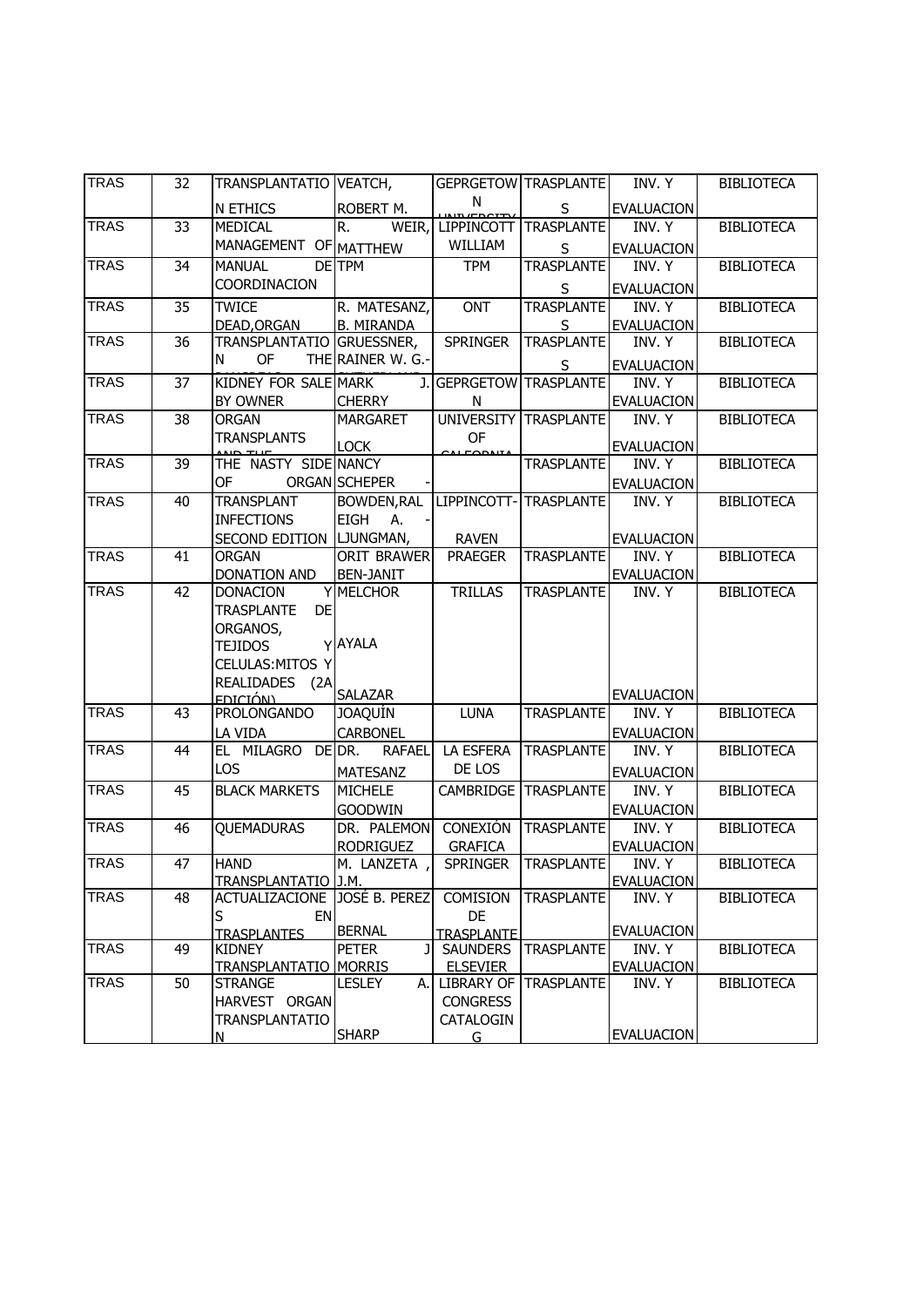| TRAS | 32 | TRANSPLANTATIO N ETHICS | VEATCH, ROBERT M. | GEPRGETOW N UNIVERSITY | TRASPLANTE S | INV. Y EVALUACION | BIBLIOTECA |
|---|---|---|---|---|---|---|---|
| TRAS | 33 | MEDICAL MANAGEMENT OF | R. WEIR, MATTHEW | LIPPINCOTT WILLIAM | TRASPLANTE S | INV. Y EVALUACION | BIBLIOTECA |
| TRAS | 34 | MANUAL DE COORDINACION | TPM | TPM | TRASPLANTE S | INV. Y EVALUACION | BIBLIOTECA |
| TRAS | 35 | TWICE DEAD,ORGAN | R. MATESANZ, B. MIRANDA | ONT | TRASPLANTE S | INV. Y EVALUACION | BIBLIOTECA |
| TRAS | 36 | TRANSPLANTATIO N OF THE | GRUESSNER, RAINER W. G.- | SPRINGER | TRASPLANTE S | INV. Y EVALUACION | BIBLIOTECA |
| TRAS | 37 | KIDNEY FOR SALE BY OWNER | MARK J. CHERRY | GEPRGETOW N | TRASPLANTE | INV. Y EVALUACION | BIBLIOTECA |
| TRAS | 38 | ORGAN TRANSPLANTS AND THE | MARGARET LOCK | UNIVERSITY OF CALIFORNIA | TRASPLANTE | INV. Y EVALUACION | BIBLIOTECA |
| TRAS | 39 | THE NASTY SIDE OF ORGAN | NANCY SCHEPER - | | TRASPLANTE | INV. Y EVALUACION | BIBLIOTECA |
| TRAS | 40 | TRANSPLANT INFECTIONS SECOND EDITION | BOWDEN,RAL EIGH A. - LJUNGMAN, | LIPPINCOTT- RAVEN | TRASPLANTE | INV. Y EVALUACION | BIBLIOTECA |
| TRAS | 41 | ORGAN DONATION AND | ORIT BRAWER BEN-JANIT | PRAEGER | TRASPLANTE | INV. Y EVALUACION | BIBLIOTECA |
| TRAS | 42 | DONACION Y TRASPLANTE DE ORGANOS, TEJIDOS Y CELULAS:MITOS Y REALIDADES (2A EDICIÓN) | MELCHOR AYALA SALAZAR | TRILLAS | TRASPLANTE | INV. Y EVALUACION | BIBLIOTECA |
| TRAS | 43 | PROLONGANDO LA VIDA | JOAQUÍN CARBONEL | LUNA | TRASPLANTE | INV. Y EVALUACION | BIBLIOTECA |
| TRAS | 44 | EL MILAGRO DE LOS | DR. RAFAEL MATESANZ | LA ESFERA DE LOS | TRASPLANTE | INV. Y EVALUACION | BIBLIOTECA |
| TRAS | 45 | BLACK MARKETS | MICHELE GOODWIN | CAMBRIDGE | TRASPLANTE | INV. Y EVALUACION | BIBLIOTECA |
| TRAS | 46 | QUEMADURAS | DR. PALEMON RODRIGUEZ | CONEXIÓN GRAFICA | TRASPLANTE | INV. Y EVALUACION | BIBLIOTECA |
| TRAS | 47 | HAND TRANSPLANTATIO | M. LANZETA , J.M. | SPRINGER | TRASPLANTE | INV. Y EVALUACION | BIBLIOTECA |
| TRAS | 48 | ACTUALIZACIONE S EN TRASPLANTES | JOSÉ B. PEREZ BERNAL | COMISION DE TRASPLANTE | TRASPLANTE | INV. Y EVALUACION | BIBLIOTECA |
| TRAS | 49 | KIDNEY TRANSPLANTATIO | PETER J MORRIS | SAUNDERS ELSEVIER | TRASPLANTE | INV. Y EVALUACION | BIBLIOTECA |
| TRAS | 50 | STRANGE HARVEST ORGAN TRANSPLANTATIO N | LESLEY A. SHARP | LIBRARY OF CONGRESS CATALOGIN G | TRASPLANTE | INV. Y EVALUACION | BIBLIOTECA |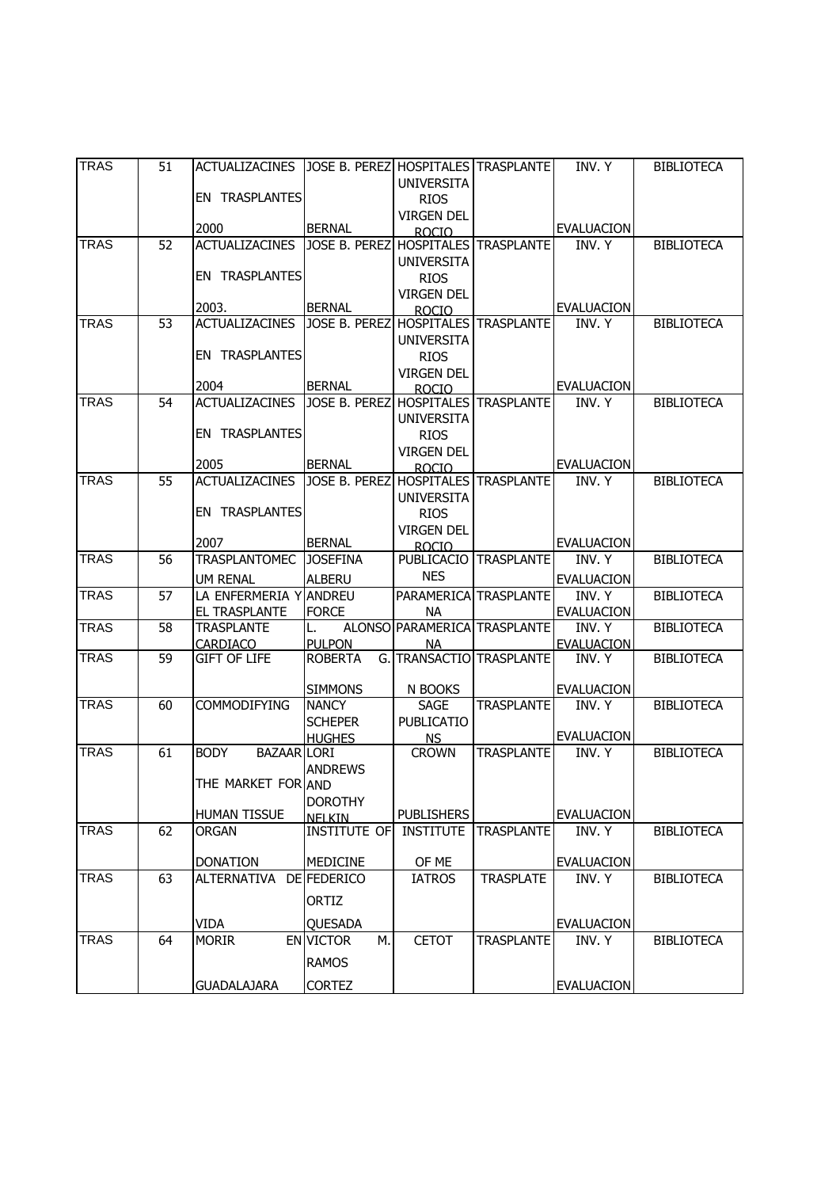| TRAS | 51 | ACTUALIZACINES EN TRASPLANTES 2000 | JOSE B. PEREZ BERNAL | HOSPITALES UNIVERSITARIOS VIRGEN DEL ROCIO | TRASPLANTE | INV. Y EVALUACION | BIBLIOTECA |
|---|---|---|---|---|---|---|---|
| TRAS | 52 | ACTUALIZACINES EN TRASPLANTES 2003. | JOSE B. PEREZ BERNAL | HOSPITALES UNIVERSITARIOS VIRGEN DEL ROCIO | TRASPLANTE | INV. Y EVALUACION | BIBLIOTECA |
| TRAS | 53 | ACTUALIZACINES EN TRASPLANTES 2004 | JOSE B. PEREZ BERNAL | HOSPITALES UNIVERSITARIOS VIRGEN DEL ROCIO | TRASPLANTE | INV. Y EVALUACION | BIBLIOTECA |
| TRAS | 54 | ACTUALIZACINES EN TRASPLANTES 2005 | JOSE B. PEREZ BERNAL | HOSPITALES UNIVERSITARIOS VIRGEN DEL ROCIO | TRASPLANTE | INV. Y EVALUACION | BIBLIOTECA |
| TRAS | 55 | ACTUALIZACINES EN TRASPLANTES 2007 | JOSE B. PEREZ BERNAL | HOSPITALES UNIVERSITARIOS VIRGEN DEL ROCIO | TRASPLANTE | INV. Y EVALUACION | BIBLIOTECA |
| TRAS | 56 | TRASPLANTOMECUM RENAL | JOSEFINA ALBERU | PUBLICACIONES | TRASPLANTE | INV. Y EVALUACION | BIBLIOTECA |
| TRAS | 57 | LA ENFERMERIA Y EL TRASPLANTE | ANDREU FORCE | PARAMERICANA | TRASPLANTE | INV. Y EVALUACION | BIBLIOTECA |
| TRAS | 58 | TRASPLANTE CARDIACO | L. ALONSO PULPON | PARAMERICANA | TRASPLANTE | INV. Y EVALUACION | BIBLIOTECA |
| TRAS | 59 | GIFT OF LIFE | ROBERTA G. SIMMONS | TRANSACTION BOOKS | TRASPLANTE | INV. Y EVALUACION | BIBLIOTECA |
| TRAS | 60 | COMMODIFYING | NANCY SCHEPER HUGHES | SAGE PUBLICATIONS | TRASPLANTE | INV. Y EVALUACION | BIBLIOTECA |
| TRAS | 61 | BODY BAZAAR THE MARKET FOR HUMAN TISSUE | LORI ANDREWS AND DOROTHY NELKIN | CROWN PUBLISHERS | TRASPLANTE | INV. Y EVALUACION | BIBLIOTECA |
| TRAS | 62 | ORGAN DONATION | INSTITUTE OF MEDICINE | INSTITUTE OF ME | TRASPLANTE | INV. Y EVALUACION | BIBLIOTECA |
| TRAS | 63 | ALTERNATIVA DE VIDA | FEDERICO ORTIZ QUESADA | IATROS | TRASPLATE | INV. Y EVALUACION | BIBLIOTECA |
| TRAS | 64 | MORIR EN GUADALAJARA | VICTOR M. RAMOS CORTEZ | CETOT | TRASPLANTE | INV. Y EVALUACION | BIBLIOTECA |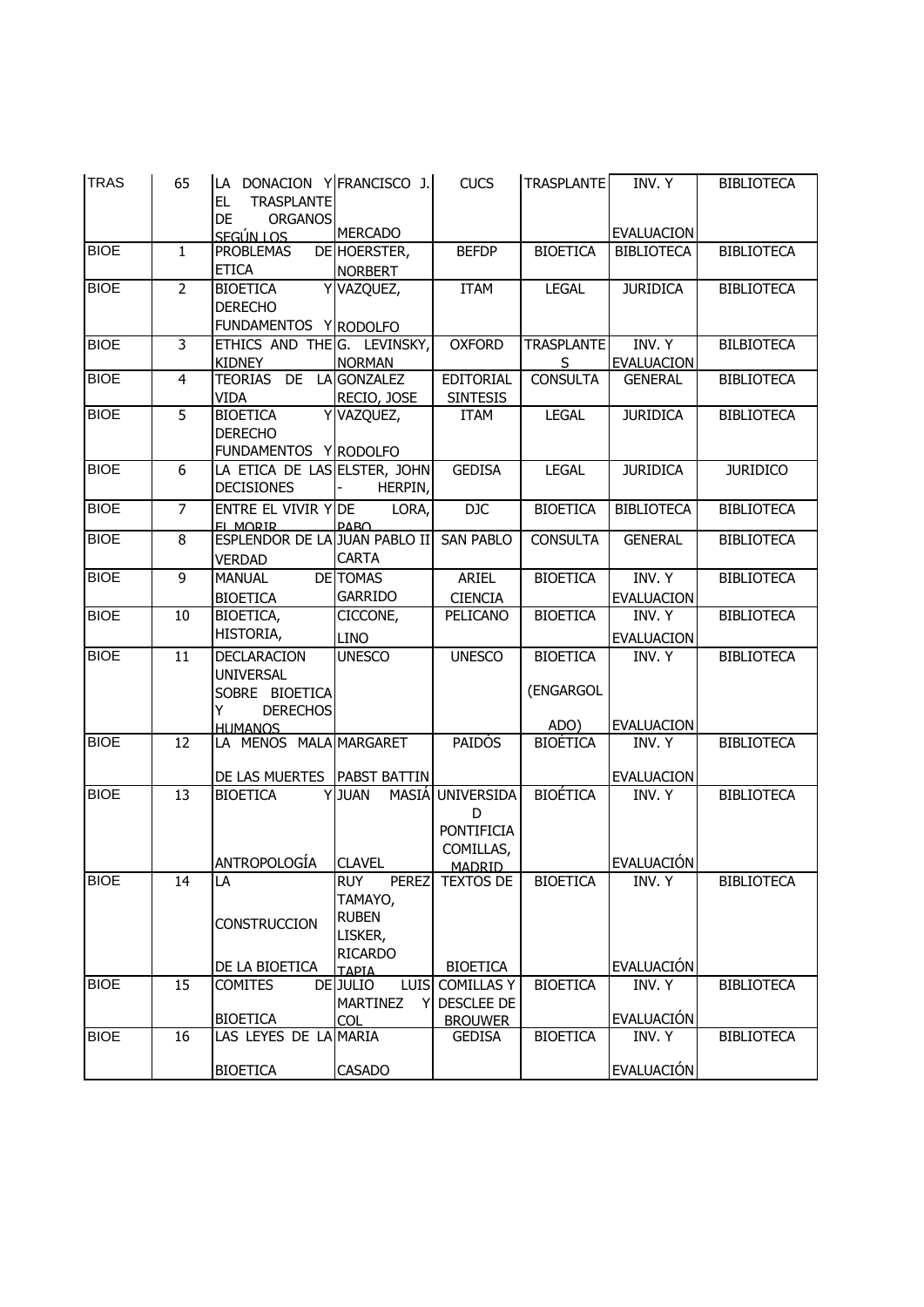| TRAS | 65 | LA DONACION Y EL TRASPLANTE DE ORGANOS SEGÚN LOS | FRANCISCO J. MERCADO | CUCS | TRASPLANTE | INV. Y EVALUACION | BIBLIOTECA |
|---|---|---|---|---|---|---|---|
| BIOE | 1 | PROBLEMAS DE ETICA | HOERSTER, NORBERT | BEFDP | BIOETICA | BIBLIOTECA | BIBLIOTECA |
| BIOE | 2 | BIOETICA Y DERECHO FUNDAMENTOS Y | VAZQUEZ, RODOLFO | ITAM | LEGAL | JURIDICA | BIBLIOTECA |
| BIOE | 3 | ETHICS AND THE KIDNEY | G. LEVINSKY, NORMAN | OXFORD | TRASPLANTES | INV. Y EVALUACION | BILBIOTECA |
| BIOE | 4 | TEORIAS DE LA VIDA | GONZALEZ RECIO, JOSE | EDITORIAL SINTESIS | CONSULTA | GENERAL | BIBLIOTECA |
| BIOE | 5 | BIOETICA Y DERECHO FUNDAMENTOS Y | VAZQUEZ, RODOLFO | ITAM | LEGAL | JURIDICA | BIBLIOTECA |
| BIOE | 6 | LA ETICA DE LAS DECISIONES | ELSTER, JOHN - HERPIN, | GEDISA | LEGAL | JURIDICA | JURIDICO |
| BIOE | 7 | ENTRE EL VIVIR Y EL MORIR | DE LORA, PABO | DJC | BIOETICA | BIBLIOTECA | BIBLIOTECA |
| BIOE | 8 | ESPLENDOR DE LA VERDAD | JUAN PABLO II CARTA | SAN PABLO | CONSULTA | GENERAL | BIBLIOTECA |
| BIOE | 9 | MANUAL DE BIOETICA | TOMAS GARRIDO | ARIEL CIENCIA | BIOETICA | INV. Y EVALUACION | BIBLIOTECA |
| BIOE | 10 | BIOETICA, HISTORIA, | CICCONE, LINO | PELICANO | BIOETICA | INV. Y EVALUACION | BIBLIOTECA |
| BIOE | 11 | DECLARACION UNIVERSAL SOBRE BIOETICA Y DERECHOS HUMANOS | UNESCO | UNESCO | BIOETICA (ENGARGOLADO) | INV. Y EVALUACION | BIBLIOTECA |
| BIOE | 12 | LA MENOS MALA DE LAS MUERTES | MARGARET PABST BATTIN | PAIDÓS | BIOÉTICA | INV. Y EVALUACION | BIBLIOTECA |
| BIOE | 13 | BIOETICA Y ANTROPOLOGÍA | JUAN MASIÁ CLAVEL | UNIVERSIDAD PONTIFICIA COMILLAS, MADRID | BIOÉTICA | INV. Y EVALUACIÓN | BIBLIOTECA |
| BIOE | 14 | LA CONSTRUCCION DE LA BIOETICA | RUY PEREZ TAMAYO, RUBEN LISKER, RICARDO TAPIA | TEXTOS DE BIOETICA | BIOETICA | INV. Y EVALUACIÓN | BIBLIOTECA |
| BIOE | 15 | COMITES DE BIOETICA | JULIO LUIS MARTINEZ Y COL | COMILLAS Y DESCLEE DE BROUWER | BIOETICA | INV. Y EVALUACIÓN | BIBLIOTECA |
| BIOE | 16 | LAS LEYES DE LA BIOETICA | MARIA CASADO | GEDISA | BIOETICA | INV. Y EVALUACIÓN | BIBLIOTECA |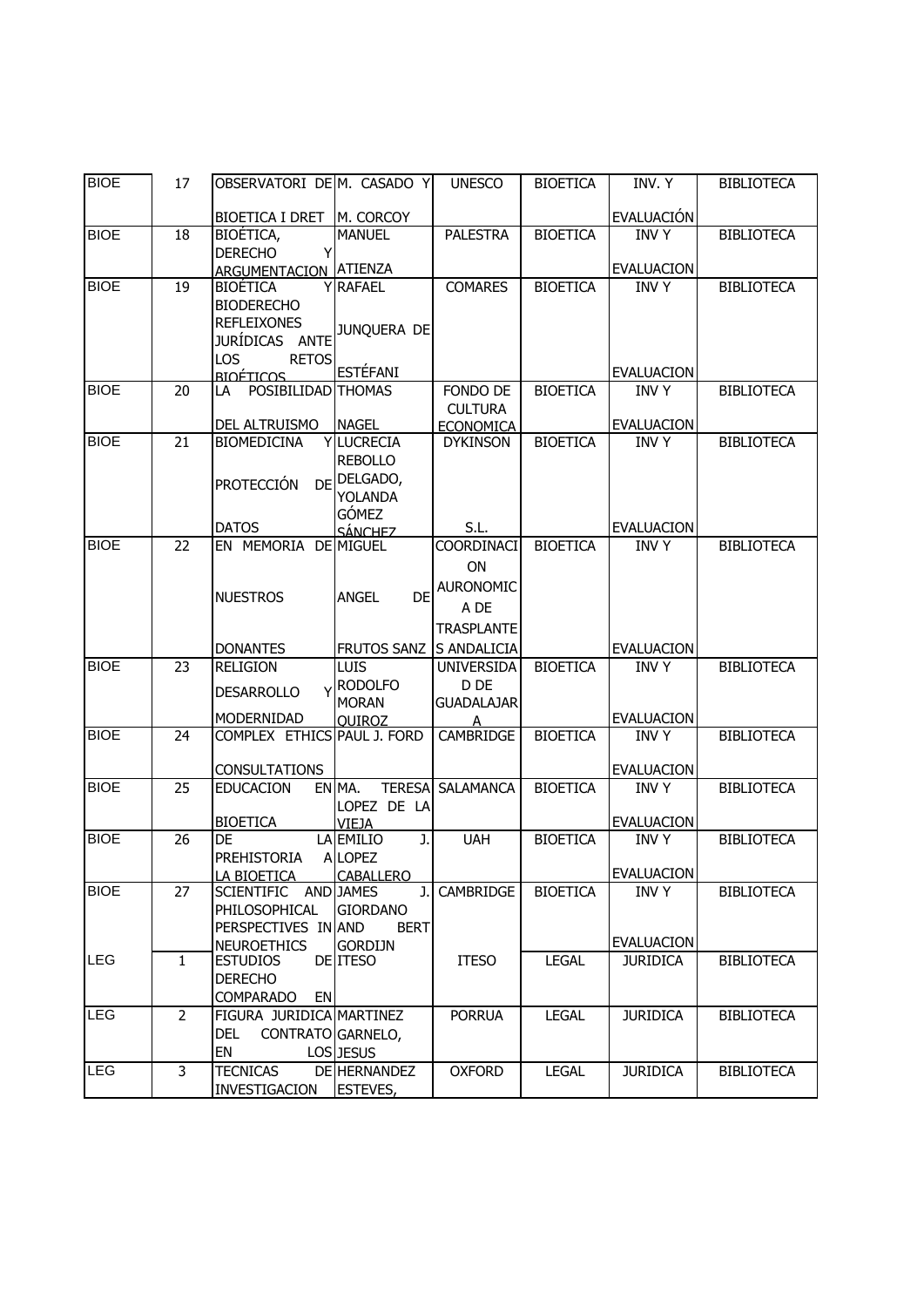| BIOE | 17 | OBSERVATORI DE BIOETICA I DRET | M. CASADO Y M. CORCOY | UNESCO | BIOETICA | INV. Y EVALUACIÓN | BIBLIOTECA |
|---|---|---|---|---|---|---|---|
| BIOE | 18 | BIOÉTICA, DERECHO Y ARGUMENTACION | MANUEL ATIENZA | PALESTRA | BIOETICA | INV Y EVALUACION | BIBLIOTECA |
| BIOE | 19 | BIOÉTICA Y BIODERECHO REFLEIXONES JURÍDICAS ANTE LOS RETOS BIOÉTICOS | RAFAEL JUNQUERA DE ESTÉFANI | COMARES | BIOETICA | INV Y EVALUACION | BIBLIOTECA |
| BIOE | 20 | LA POSIBILIDAD DEL ALTRUISMO | THOMAS NAGEL | FONDO DE CULTURA ECONOMICA | BIOETICA | INV Y EVALUACION | BIBLIOTECA |
| BIOE | 21 | BIOMEDICINA Y PROTECCIÓN DE DATOS | LUCRECIA REBOLLO DELGADO, YOLANDA GÓMEZ SÁNCHEZ | DYKINSON S.L. | BIOETICA | INV Y EVALUACION | BIBLIOTECA |
| BIOE | 22 | EN MEMORIA DE NUESTROS DONANTES | MIGUEL ANGEL DE FRUTOS SANZ | COORDINACION AURONOMICA DE TRASPLANTES ANDALICIA | BIOETICA | INV Y EVALUACION | BIBLIOTECA |
| BIOE | 23 | RELIGION DESARROLLO Y MODERNIDAD | LUIS RODOLFO MORAN QUIROZ | UNIVERSIDAD DE GUADALAJARA | BIOETICA | INV Y EVALUACION | BIBLIOTECA |
| BIOE | 24 | COMPLEX ETHICS CONSULTATIONS | PAUL J. FORD | CAMBRIDGE | BIOETICA | INV Y EVALUACION | BIBLIOTECA |
| BIOE | 25 | EDUCACION EN BIOETICA | MA. TERESA LOPEZ DE LA VIEJA | SALAMANCA | BIOETICA | INV Y EVALUACION | BIBLIOTECA |
| BIOE | 26 | DE LA PREHISTORIA A LA BIOETICA | EMILIO J. LOPEZ CABALLERO | UAH | BIOETICA | INV Y EVALUACION | BIBLIOTECA |
| BIOE | 27 | SCIENTIFIC AND PHILOSOPHICAL PERSPECTIVES IN NEUROETHICS | JAMES J. GIORDANO AND BERT GORDIJN | CAMBRIDGE | BIOETICA | INV Y EVALUACION | BIBLIOTECA |
| LEG | 1 | ESTUDIOS DE DERECHO COMPARADO EN | ITESO | ITESO | LEGAL | JURIDICA | BIBLIOTECA |
| LEG | 2 | FIGURA JURIDICA DEL CONTRATO EN LOS | MARTINEZ GARNELO, JESUS | PORRUA | LEGAL | JURIDICA | BIBLIOTECA |
| LEG | 3 | TECNICAS DE INVESTIGACION | HERNANDEZ ESTEVES, | OXFORD | LEGAL | JURIDICA | BIBLIOTECA |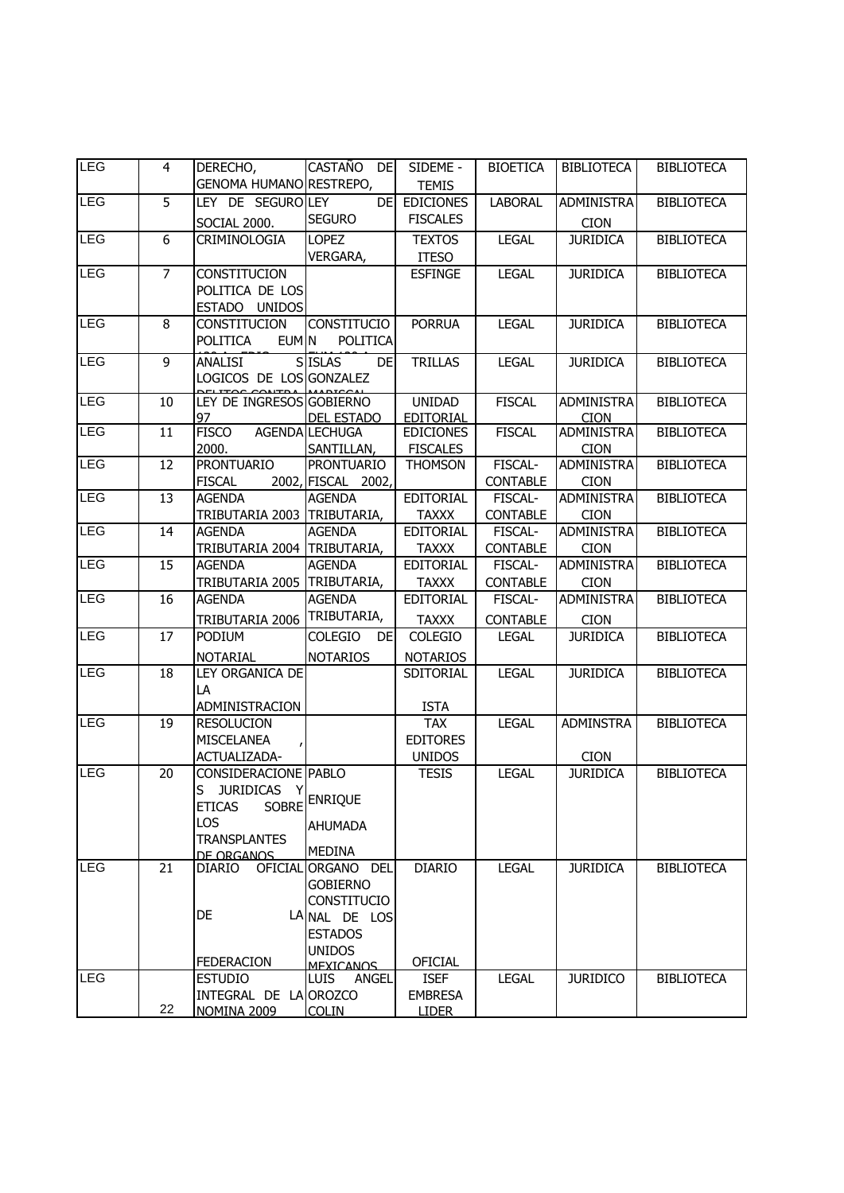| LEG | 4 | DERECHO, GENOMA HUMANO | CASTAÑO DE RESTREPO, | SIDEME - TEMIS | BIOETICA | BIBLIOTECA | BIBLIOTECA |
|---|---|---|---|---|---|---|---|
| LEG | 5 | LEY DE SEGURO SOCIAL 2000. | LEY DE SEGURO | EDICIONES FISCALES | LABORAL | ADMINISTRACION | BIBLIOTECA |
| LEG | 6 | CRIMINOLOGIA | LOPEZ VERGARA, | TEXTOS ITESO | LEGAL | JURIDICA | BIBLIOTECA |
| LEG | 7 | CONSTITUCION POLITICA DE LOS ESTADO UNIDOS | | ESFINGE | LEGAL | JURIDICA | BIBLIOTECA |
| LEG | 8 | CONSTITUCION POLITICA EUM | CONSTITUCION POLITICA | PORRUA | LEGAL | JURIDICA | BIBLIOTECA |
| LEG | 9 | ANALISIS LOGICOS DE LOS | ISLAS DE GONZALEZ | TRILLAS | LEGAL | JURIDICA | BIBLIOTECA |
| LEG | 10 | LEY DE INGRESOS 97 | GOBIERNO DEL ESTADO | UNIDAD EDITORIAL | FISCAL | ADMINISTRACION | BIBLIOTECA |
| LEG | 11 | FISCO AGENDA 2000. | LECHUGA SANTILLAN, | EDICIONES FISCALES | FISCAL | ADMINISTRACION | BIBLIOTECA |
| LEG | 12 | PRONTUARIO FISCAL 2002, | PRONTUARIO FISCAL 2002, | THOMSON | FISCAL-CONTABLE | ADMINISTRACION | BIBLIOTECA |
| LEG | 13 | AGENDA TRIBUTARIA 2003 | AGENDA TRIBUTARIA, | EDITORIAL TAXXX | FISCAL-CONTABLE | ADMINISTRACION | BIBLIOTECA |
| LEG | 14 | AGENDA TRIBUTARIA 2004 | AGENDA TRIBUTARIA, | EDITORIAL TAXXX | FISCAL-CONTABLE | ADMINISTRACION | BIBLIOTECA |
| LEG | 15 | AGENDA TRIBUTARIA 2005 | AGENDA TRIBUTARIA, | EDITORIAL TAXXX | FISCAL-CONTABLE | ADMINISTRACION | BIBLIOTECA |
| LEG | 16 | AGENDA TRIBUTARIA 2006 | AGENDA TRIBUTARIA, | EDITORIAL TAXXX | FISCAL-CONTABLE | ADMINISTRACION | BIBLIOTECA |
| LEG | 17 | PODIUM NOTARIAL | COLEGIO DE NOTARIOS | COLEGIO NOTARIOS | LEGAL | JURIDICA | BIBLIOTECA |
| LEG | 18 | LEY ORGANICA DE LA ADMINISTRACION | | SDITORIAL ISTA | LEGAL | JURIDICA | BIBLIOTECA |
| LEG | 19 | RESOLUCION MISCELANEA, ACTUALIZADA- | | TAX EDITORES UNIDOS | LEGAL | ADMINSTRACION | BIBLIOTECA |
| LEG | 20 | CONSIDERACIONES JURIDICAS Y ETICAS SOBRE LOS TRANSPLANTES DE ORGANOS | PABLO ENRIQUE AHUMADA MEDINA | TESIS | LEGAL | JURIDICA | BIBLIOTECA |
| LEG | 21 | DIARIO OFICIAL DE LA FEDERACION | ORGANO DEL GOBIERNO CONSTITUCIONAL DE LOS ESTADOS UNIDOS MEXICANOS | DIARIO OFICIAL | LEGAL | JURIDICA | BIBLIOTECA |
| LEG | 22 | ESTUDIO INTEGRAL DE LA NOMINA 2009 | LUIS ANGEL OROZCO COLIN | ISEF EMBRESA LIDER | LEGAL | JURIDICO | BIBLIOTECA |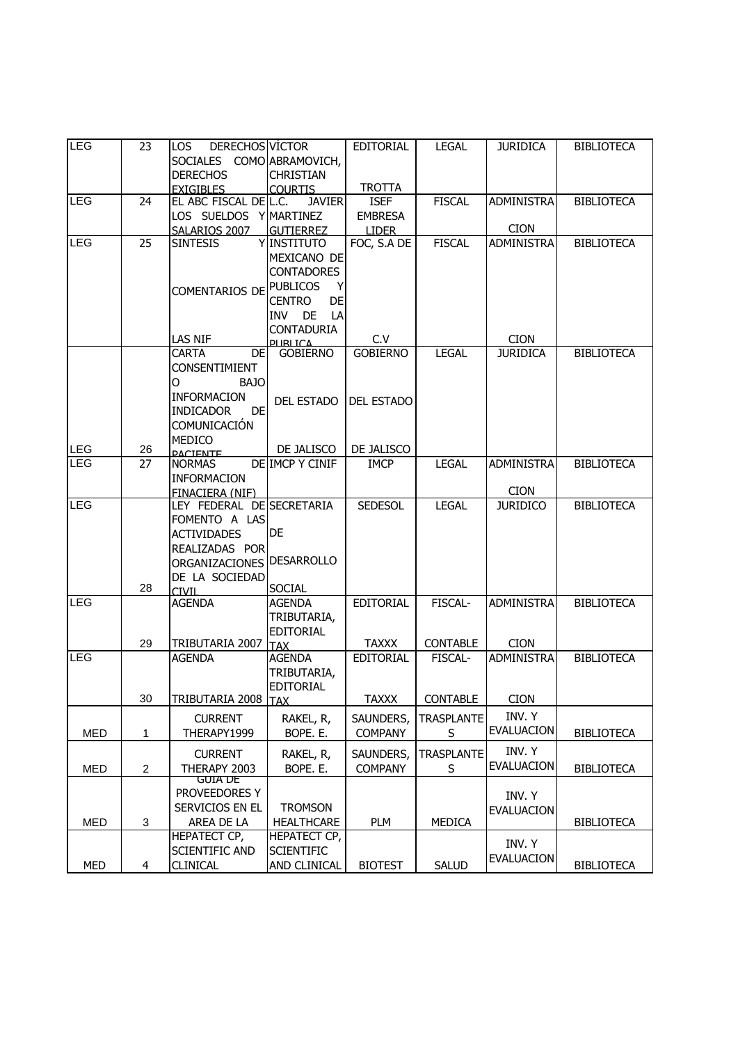| LEG | 23 | LOS DERECHOS SOCIALES COMO DERECHOS EXIGIBLES | VÍCTOR ABRAMOVICH, CHRISTIAN COURTIS | EDITORIAL TROTTA | LEGAL | JURIDICA | BIBLIOTECA |
|---|---|---|---|---|---|---|---|
| LEG | 24 | EL ABC FISCAL DE LOS SUELDOS Y SALARIOS 2007 | L.C. JAVIER MARTINEZ GUTIERREZ | ISEF EMBRESA LIDER | FISCAL | ADMINISTRACION | BIBLIOTECA |
| LEG | 25 | SINTESIS Y COMENTARIOS DE LAS NIF | INSTITUTO MEXICANO DE CONTADORES PUBLICOS Y CENTRO DE INV DE LA CONTADURIA PUBLICA | FOC, S.A DE C.V | FISCAL | ADMINISTRACION | BIBLIOTECA |
| LEG | 26 | CARTA DE CONSENTIMIENTO BAJO INFORMACION INDICADOR DE COMUNICACIÓN MEDICO PACIENTE | GOBIERNO DEL ESTADO DE JALISCO | GOBIERNO DEL ESTADO DE JALISCO | LEGAL | JURIDICA | BIBLIOTECA |
| LEG | 27 | NORMAS DE INFORMACION FINACIERA (NIF) | IMCP Y CINIF | IMCP | LEGAL | ADMINISTRACION | BIBLIOTECA |
| LEG | 28 | LEY FEDERAL DE FOMENTO A LAS ACTIVIDADES REALIZADAS POR ORGANIZACIONES DE LA SOCIEDAD CIVIL | SECRETARIA DE DESARROLLO SOCIAL | SEDESOL | LEGAL | JURIDICO | BIBLIOTECA |
| LEG | 29 | AGENDA TRIBUTARIA 2007 | AGENDA TRIBUTARIA, EDITORIAL TAX | EDITORIAL TAXXX | FISCAL-CONTABLE | ADMINISTRACION | BIBLIOTECA |
| LEG | 30 | AGENDA TRIBUTARIA 2008 | AGENDA TRIBUTARIA, EDITORIAL TAX | EDITORIAL TAXXX | FISCAL-CONTABLE | ADMINISTRACION | BIBLIOTECA |
| MED | 1 | CURRENT THERAPY1999 | RAKEL, R, BOPE. E. | SAUNDERS, COMPANY | TRASPLANTES | INV. Y EVALUACION | BIBLIOTECA |
| MED | 2 | CURRENT THERAPY 2003 | RAKEL, R, BOPE. E. | SAUNDERS, COMPANY | TRASPLANTES | INV. Y EVALUACION | BIBLIOTECA |
| MED | 3 | GUIA DE PROVEEDORES Y SERVICIOS EN EL AREA DE LA | TROMSON HEALTHCARE | PLM | MEDICA | INV. Y EVALUACION | BIBLIOTECA |
| MED | 4 | HEPATECT CP, SCIENTIFIC AND CLINICAL | HEPATECT CP, SCIENTIFIC AND CLINICAL | BIOTEST | SALUD | INV. Y EVALUACION | BIBLIOTECA |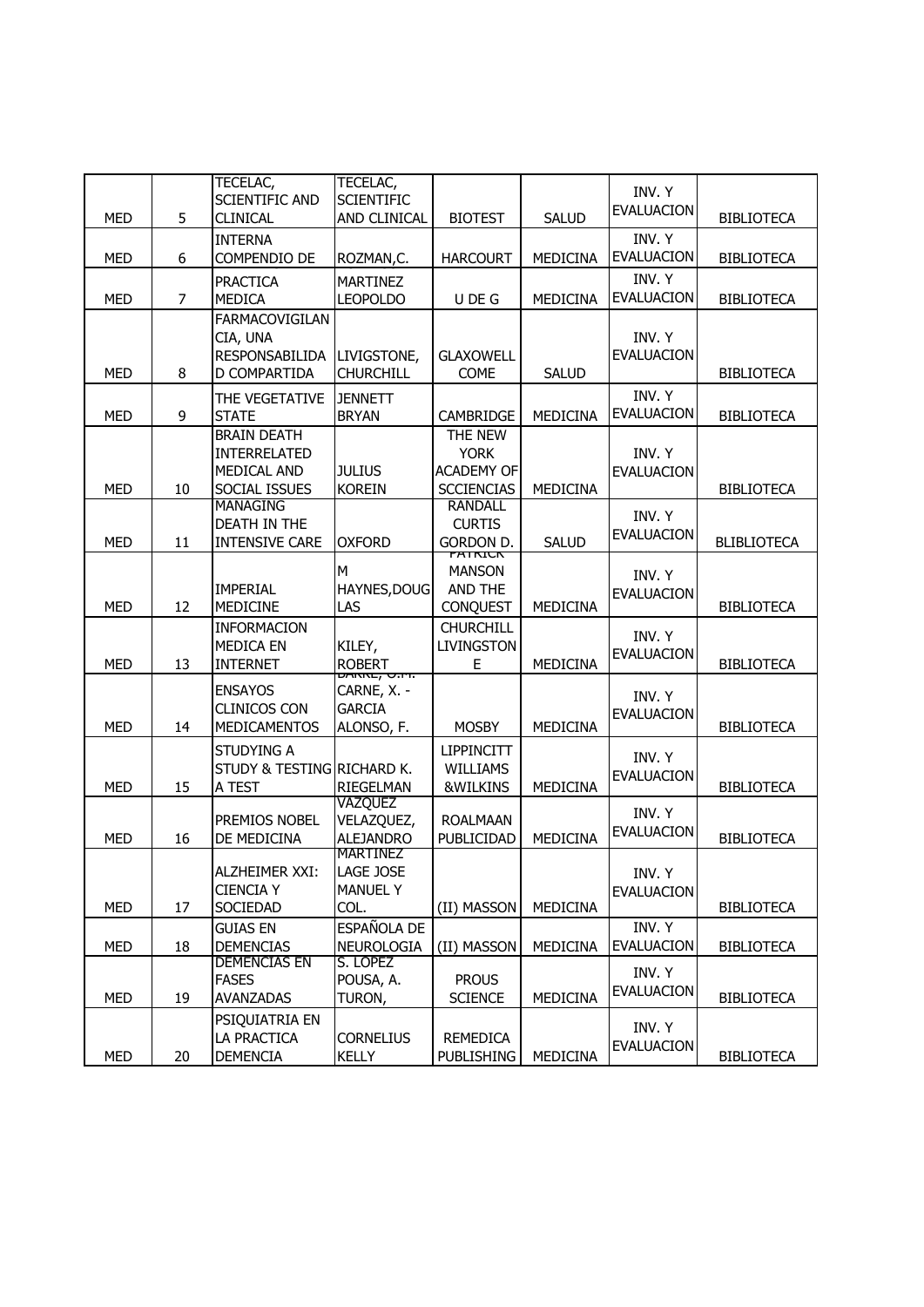| MED | 5 | TECELAC, SCIENTIFIC AND CLINICAL | TECELAC, SCIENTIFIC AND CLINICAL | BIOTEST | SALUD | INV. Y EVALUACION | BIBLIOTECA |
|---|---|---|---|---|---|---|---|
| MED | 6 | INTERNA COMPENDIO DE | ROZMAN,C. | HARCOURT | MEDICINA | INV. Y EVALUACION | BIBLIOTECA |
| MED | 7 | PRACTICA MEDICA | MARTINEZ LEOPOLDO | U DE G | MEDICINA | INV. Y EVALUACION | BIBLIOTECA |
| MED | 8 | FARMACOVIGILANCIA, UNA RESPONSABILIDAD COMPARTIDA | LIVIGSTONE, CHURCHILL | GLAXOWELL COME | SALUD | INV. Y EVALUACION | BIBLIOTECA |
| MED | 9 | THE VEGETATIVE STATE | JENNETT BRYAN | CAMBRIDGE | MEDICINA | INV. Y EVALUACION | BIBLIOTECA |
| MED | 10 | BRAIN DEATH INTERRELATED MEDICAL AND SOCIAL ISSUES | JULIUS KOREIN | THE NEW YORK ACADEMY OF SCCIENCIAS | MEDICINA | INV. Y EVALUACION | BIBLIOTECA |
| MED | 11 | MANAGING DEATH IN THE INTENSIVE CARE | OXFORD | RANDALL CURTIS GORDON D. | SALUD | INV. Y EVALUACION | BLIBLIOTECA |
| MED | 12 | IMPERIAL MEDICINE | M HAYNES,DOUGLAS | PATRICK MANSON AND THE CONQUEST | MEDICINA | INV. Y EVALUACION | BIBLIOTECA |
| MED | 13 | INFORMACION MEDICA EN INTERNET | KILEY, ROBERT | CHURCHILL LIVINGSTONE | MEDICINA | INV. Y EVALUACION | BIBLIOTECA |
| MED | 14 | ENSAYOS CLINICOS CON MEDICAMENTOS | BAKKE, O.M. CARNE, X. - GARCIA ALONSO, F. | MOSBY | MEDICINA | INV. Y EVALUACION | BIBLIOTECA |
| MED | 15 | STUDYING A STUDY & TESTING A TEST | RICHARD K. RIEGELMAN | LIPPINCITT WILLIAMS &WILKINS | MEDICINA | INV. Y EVALUACION | BIBLIOTECA |
| MED | 16 | PREMIOS NOBEL DE MEDICINA | VAZQUEZ VELAZQUEZ, ALEJANDRO | ROALMAAN PUBLICIDAD | MEDICINA | INV. Y EVALUACION | BIBLIOTECA |
| MED | 17 | ALZHEIMER XXI: CIENCIA Y SOCIEDAD | MARTINEZ LAGE JOSE MANUEL Y COL. | (II) MASSON | MEDICINA | INV. Y EVALUACION | BIBLIOTECA |
| MED | 18 | GUIAS EN DEMENCIAS | ESPAÑOLA DE NEUROLOGIA | (II) MASSON | MEDICINA | INV. Y EVALUACION | BIBLIOTECA |
| MED | 19 | DEMENCIAS EN FASES AVANZADAS | S. LOPEZ POUSA, A. TURON, | PROUS SCIENCE | MEDICINA | INV. Y EVALUACION | BIBLIOTECA |
| MED | 20 | PSIQUIATRIA EN LA PRACTICA DEMENCIA | CORNELIUS KELLY | REMEDICA PUBLISHING | MEDICINA | INV. Y EVALUACION | BIBLIOTECA |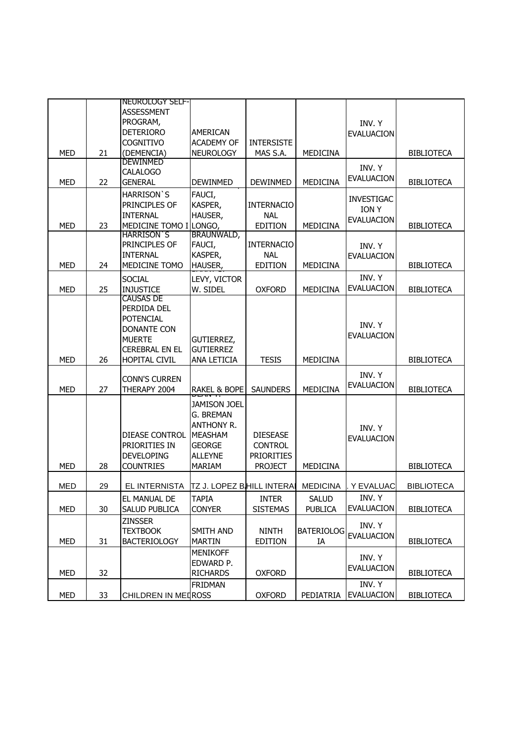| | | | | | | | |
|---|---|---|---|---|---|---|---|
| MED | 21 | NEUROLOGY SELF-ASSESSMENT PROGRAM, DETERIORO COGNITIVO (DEMENCIA) | AMERICAN ACADEMY OF NEUROLOGY | INTERSISTEMAS S.A. | MEDICINA | INV. Y EVALUACION | BIBLIOTECA |
| MED | 22 | DEWINMED CALALOGO GENERAL | DEWINMED | DEWINMED | MEDICINA | INV. Y EVALUACION | BIBLIOTECA |
| MED | 23 | HARRISON`S PRINCIPLES OF INTERNAL MEDICINE TOMO I | FAUCI, KASPER, HAUSER, LONGO, | INTERNACIONAL EDITION | MEDICINA | INVESTIGACION Y EVALUACION | BIBLIOTECA |
| MED | 24 | HARRISON`S PRINCIPLES OF INTERNAL MEDICINE TOMO | BRAUNWALD, FAUCI, KASPER, HAUSER, | INTERNACIONAL EDITION | MEDICINA | INV. Y EVALUACION | BIBLIOTECA |
| MED | 25 | SOCIAL INJUSTICE | LEVY, VICTOR W. SIDEL | OXFORD | MEDICINA | INV. Y EVALUACION | BIBLIOTECA |
| MED | 26 | CAUSAS DE PERDIDA DEL POTENCIAL DONANTE CON MUERTE CEREBRAL EN EL HOPITAL CIVIL | GUTIERREZ, GUTIERREZ ANA LETICIA | TESIS | MEDICINA | INV. Y EVALUACION | BIBLIOTECA |
| MED | 27 | CONN'S CURREN THERAPY 2004 | RAKEL & BOPE | SAUNDERS | MEDICINA | INV. Y EVALUACION | BIBLIOTECA |
| MED | 28 | DIEASE CONTROL PRIORITIES IN DEVELOPING COUNTRIES | DEAN T. JAMISON JOEL G. BREMAN ANTHONY R. MEASHAM GEORGE ALLEYNE MARIAM | DIESEASE CONTROL PRIORITIES PROJECT | MEDICINA | INV. Y EVALUACION | BIBLIOTECA |
| MED | 29 | EL INTERNISTA | TZ J. LOPEZ B | HILL INTERA | MEDICINA | . Y EVALUAC | BIBLIOTECA |
| MED | 30 | EL MANUAL DE SALUD PUBLICA | TAPIA CONYER | INTER SISTEMAS | SALUD PUBLICA | INV. Y EVALUACION | BIBLIOTECA |
| MED | 31 | ZINSSER TEXTBOOK BACTERIOLOGY | SMITH AND MARTIN | NINTH EDITION | BATERIOLOGIA | INV. Y EVALUACION | BIBLIOTECA |
| MED | 32 | | MENIKOFF EDWARD P. RICHARDS | OXFORD | | INV. Y EVALUACION | BIBLIOTECA |
| MED | 33 | CHILDREN IN MED | FRIDMAN ROSS | OXFORD | PEDIATRIA | INV. Y EVALUACION | BIBLIOTECA |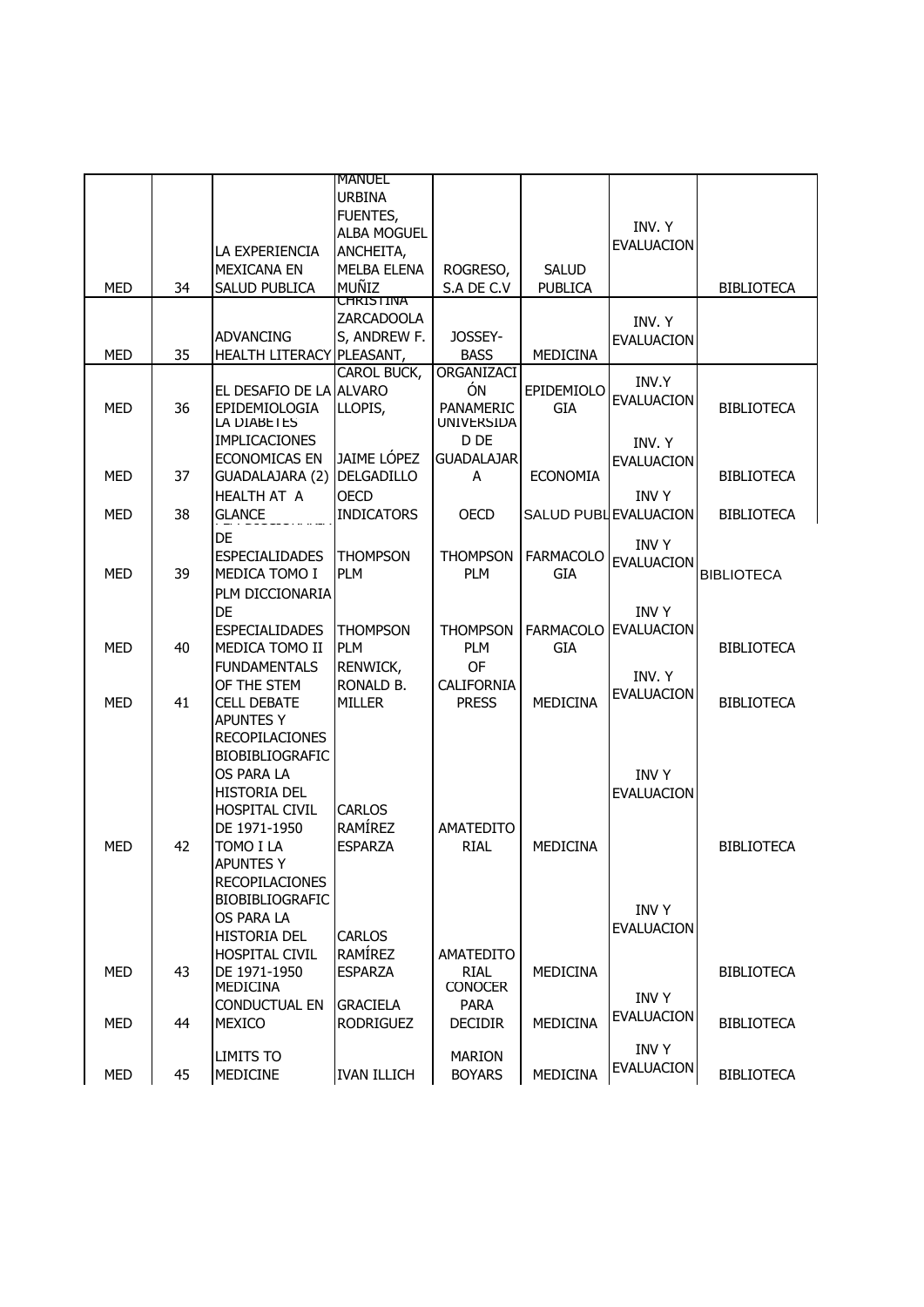| | | | | | | | |
|---|---|---|---|---|---|---|---|
| MED | 34 | LA EXPERIENCIA MEXICANA EN SALUD PUBLICA | MANUEL URBINA FUENTES, ALBA MOGUEL ANCHEITA, MELBA ELENA MUÑIZ | ROGRESO, S.A DE C.V | SALUD PUBLICA | INV. Y EVALUACION | BIBLIOTECA |
| MED | 35 | ADVANCING HEALTH LITERACY | CHRISTINA ZARCADOOLAS, ANDREW F. PLEASANT, | JOSSEY-BASS | MEDICINA | INV. Y EVALUACION | |
| MED | 36 | EL DESAFIO DE LA EPIDEMIOLOGIA | CAROL BUCK, ALVARO LLOPIS, | ORGANIZACIÓN PANAMERIC | EPIDEMIOLOGIA | INV.Y EVALUACION | BIBLIOTECA |
| MED | 37 | LA DIABETES IMPLICACIONES ECONOMICAS EN GUADALAJARA (2) | JAIME LÓPEZ DELGADILLO | UNIVERSIDAD DE GUADALAJARA | ECONOMIA | INV. Y EVALUACION | BIBLIOTECA |
| MED | 38 | HEALTH AT A GLANCE | OECD INDICATORS | OECD | SALUD PUBL | INV Y EVALUACION | BIBLIOTECA |
| MED | 39 | DE ESPECIALIDADES MEDICA TOMO I | THOMPSON PLM | THOMPSON PLM | FARMACOLOGIA | INV Y EVALUACION | BIBLIOTECA |
| MED | 40 | PLM DICCIONARIA DE ESPECIALIDADES MEDICA TOMO II | THOMPSON PLM | THOMPSON PLM | FARMACOLOGIA | INV Y EVALUACION | BIBLIOTECA |
| MED | 41 | FUNDAMENTALS OF THE STEM CELL DEBATE | RENWICK, RONALD B. MILLER | OF CALIFORNIA PRESS | MEDICINA | INV. Y EVALUACION | BIBLIOTECA |
| MED | 42 | APUNTES Y RECOPILACIONES BIOBIBLIOGRAFICOS PARA LA HISTORIA DEL HOSPITAL CIVIL DE 1971-1950 TOMO I LA | CARLOS RAMÍREZ ESPARZA | AMATEDITORIAL | MEDICINA | INV Y EVALUACION | BIBLIOTECA |
| MED | 43 | APUNTES Y RECOPILACIONES BIOBIBLIOGRAFICOS PARA LA HISTORIA DEL HOSPITAL CIVIL DE 1971-1950 | CARLOS RAMÍREZ ESPARZA | AMATEDITORIAL | MEDICINA | INV Y EVALUACION | BIBLIOTECA |
| MED | 44 | MEDICINA CONDUCTUAL EN MEXICO | GRACIELA RODRIGUEZ | CONOCER PARA DECIDIR | MEDICINA | INV Y EVALUACION | BIBLIOTECA |
| MED | 45 | LIMITS TO MEDICINE | IVAN ILLICH | MARION BOYARS | MEDICINA | INV Y EVALUACION | BIBLIOTECA |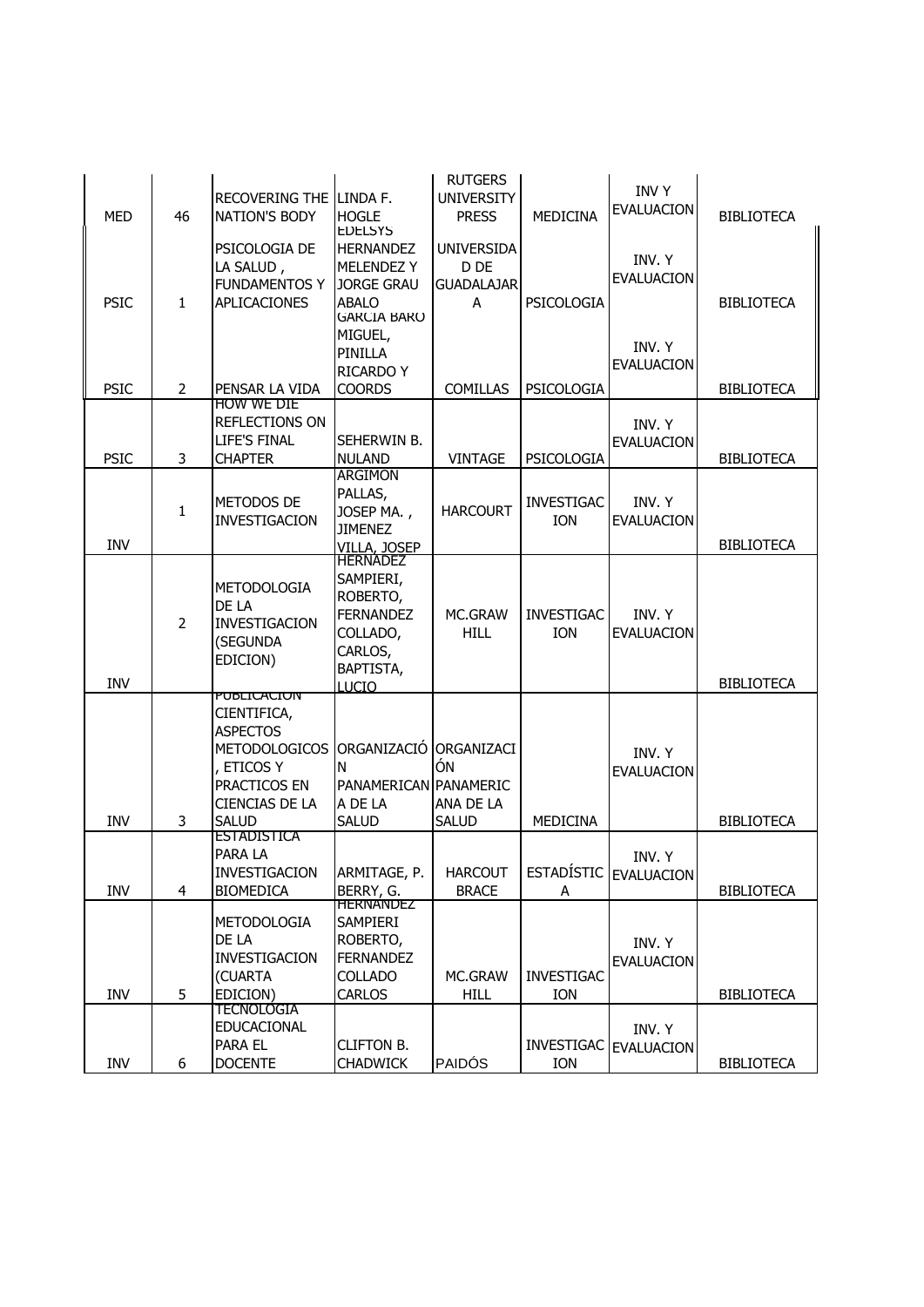| | | | | | | | |
|---|---|---|---|---|---|---|---|
| MED | 46 | RECOVERING THE NATION'S BODY | LINDA F. HOGLE | RUTGERS UNIVERSITY PRESS | MEDICINA | INV Y EVALUACION | BIBLIOTECA |
| PSIC | 1 | PSICOLOGIA DE LA SALUD , FUNDAMENTOS Y APLICACIONES | EDELSYS HERNANDEZ MELENDEZ Y JORGE GRAU ABALO | UNIVERSIDAD DE GUADALAJARA | PSICOLOGIA | INV. Y EVALUACION | BIBLIOTECA |
| PSIC | 2 | PENSAR LA VIDA | GARCIA BARO MIGUEL, PINILLA RICARDO Y COORDS | COMILLAS | PSICOLOGIA | INV. Y EVALUACION | BIBLIOTECA |
| PSIC | 3 | HOW WE DIE REFLECTIONS ON LIFE'S FINAL CHAPTER | SEHERWIN B. NULAND | VINTAGE | PSICOLOGIA | INV. Y EVALUACION | BIBLIOTECA |
| INV | 1 | METODOS DE INVESTIGACION | ARGIMON PALLAS, JOSEP MA. , JIMENEZ VILLA, JOSEP | HARCOURT | INVESTIGACION | INV. Y EVALUACION | BIBLIOTECA |
| INV | 2 | METODOLOGIA DE LA INVESTIGACION (SEGUNDA EDICION) | HERNADEZ SAMPIERI, ROBERTO, FERNANDEZ COLLADO, CARLOS, BAPTISTA, LUCIO | MC.GRAW HILL | INVESTIGACION | INV. Y EVALUACION | BIBLIOTECA |
| INV | 3 | PUBLICACION CIENTIFICA, ASPECTOS METODOLOGICOS , ETICOS Y PRACTICOS EN CIENCIAS DE LA SALUD | ORGANIZACIÓN PANAMERICANA DE LA SALUD | ORGANIZACIÓN PANAMERICANA DE LA SALUD | MEDICINA | INV. Y EVALUACION | BIBLIOTECA |
| INV | 4 | ESTADISTICA PARA LA INVESTIGACION BIOMEDICA | ARMITAGE, P. BERRY, G. | HARCOUT BRACE | ESTADÍSTICA | INV. Y EVALUACION | BIBLIOTECA |
| INV | 5 | METODOLOGIA DE LA INVESTIGACION (CUARTA EDICION) | HERNANDEZ SAMPIERI ROBERTO, FERNANDEZ COLLADO CARLOS | MC.GRAW HILL | INVESTIGACION | INV. Y EVALUACION | BIBLIOTECA |
| INV | 6 | TECNOLOGIA EDUCACIONAL PARA EL DOCENTE | CLIFTON B. CHADWICK | PAIDÓS | INVESTIGACION | INV. Y EVALUACION | BIBLIOTECA |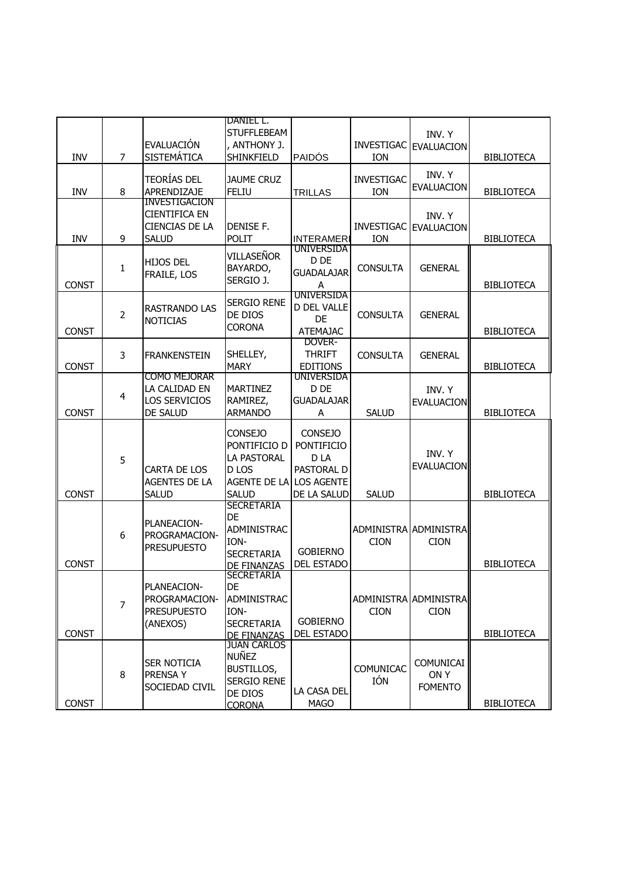| | | | | | | | |
|---|---|---|---|---|---|---|---|
| INV | 7 | EVALUACIÓN SISTEMÁTICA | DANIEL L. STUFFLEBEAM , ANTHONY J. SHINKFIELD | PAIDÓS | INVESTIGACION | INV. Y EVALUACION | BIBLIOTECA |
| INV | 8 | TEORÍAS DEL APRENDIZAJE | JAUME CRUZ FELIU | TRILLAS | INVESTIGACION | INV. Y EVALUACION | BIBLIOTECA |
| INV | 9 | INVESTIGACION CIENTIFICA EN CIENCIAS DE LA SALUD | DENISE F. POLIT | INTERAMERI | INVESTIGACION | INV. Y EVALUACION | BIBLIOTECA |
| CONST | 1 | HIJOS DEL FRAILE, LOS | VILLASEÑOR BAYARDO, SERGIO J. | UNIVERSIDAD DE GUADALAJARA | CONSULTA | GENERAL | BIBLIOTECA |
| CONST | 2 | RASTRANDO LAS NOTICIAS | SERGIO RENE DE DIOS CORONA | UNIVERSIDAD DEL VALLE DE ATEMAJAC | CONSULTA | GENERAL | BIBLIOTECA |
| CONST | 3 | FRANKENSTEIN | SHELLEY, MARY | DOVER-THRIFT EDITIONS | CONSULTA | GENERAL | BIBLIOTECA |
| CONST | 4 | COMO MEJORAR LA CALIDAD EN LOS SERVICIOS DE SALUD | MARTINEZ RAMIREZ, ARMANDO | UNIVERSIDAD DE GUADALAJARA | SALUD | INV. Y EVALUACION | BIBLIOTECA |
| CONST | 5 | CARTA DE LOS AGENTES DE LA SALUD | CONSEJO PONTIFICIO D LA PASTORAL D LOS AGENTE DE LA SALUD | CONSEJO PONTIFICIO D LA PASTORAL D LOS AGENTE DE LA SALUD | SALUD | INV. Y EVALUACION | BIBLIOTECA |
| CONST | 6 | PLANEACION-PROGRAMACION-PRESUPUESTO | SECRETARIA DE ADMINISTRACION-SECRETARIA DE FINANZAS | GOBIERNO DEL ESTADO | ADMINISTRACION | ADMINISTRACION | BIBLIOTECA |
| CONST | 7 | PLANEACION-PROGRAMACION-PRESUPUESTO (ANEXOS) | SECRETARIA DE ADMINISTRACION-SECRETARIA DE FINANZAS | GOBIERNO DEL ESTADO | ADMINISTRACION | ADMINISTRACION | BIBLIOTECA |
| CONST | 8 | SER NOTICIA PRENSA Y SOCIEDAD CIVIL | JUAN CARLOS NUÑEZ BUSTILLOS, SERGIO RENE DE DIOS CORONA | LA CASA DEL MAGO | COMUNICACIÓN | COMUNICAION Y FOMENTO | BIBLIOTECA |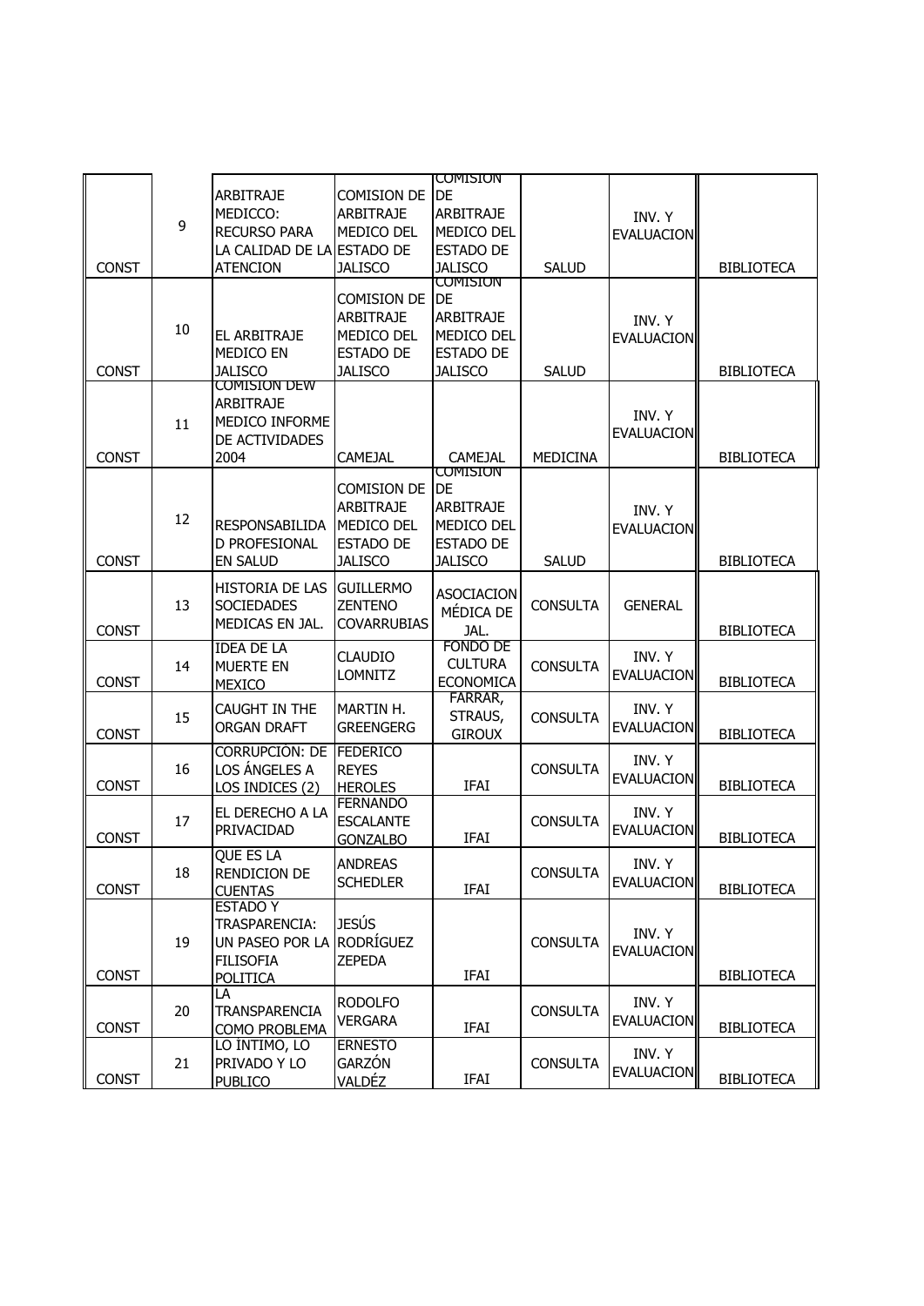| | | | | | | | |
|---|---|---|---|---|---|---|---|
| CONST | 9 | ARBITRAJE MEDICCO: RECURSO PARA LA CALIDAD DE LA ATENCION | COMISION DE ARBITRAJE MEDICO DEL ESTADO DE JALISCO | COMISION DE ARBITRAJE MEDICO DEL ESTADO DE JALISCO | SALUD | INV. Y EVALUACION | BIBLIOTECA |
| CONST | 10 | EL ARBITRAJE MEDICO EN JALISCO | COMISION DE ARBITRAJE MEDICO DEL ESTADO DE JALISCO | COMISION DE ARBITRAJE MEDICO DEL ESTADO DE JALISCO | SALUD | INV. Y EVALUACION | BIBLIOTECA |
| CONST | 11 | COMISION DEW ARBITRAJE MEDICO INFORME DE ACTIVIDADES 2004 | CAMEJAL | CAMEJAL | MEDICINA | INV. Y EVALUACION | BIBLIOTECA |
| CONST | 12 | RESPONSABILIDAD PROFESIONAL EN SALUD | COMISION DE ARBITRAJE MEDICO DEL ESTADO DE JALISCO | COMISION DE ARBITRAJE MEDICO DEL ESTADO DE JALISCO | SALUD | INV. Y EVALUACION | BIBLIOTECA |
| CONST | 13 | HISTORIA DE LAS SOCIEDADES MEDICAS EN JAL. | GUILLERMO ZENTENO COVARRUBIAS | ASOCIACION MÉDICA DE JAL. | CONSULTA | GENERAL | BIBLIOTECA |
| CONST | 14 | IDEA DE LA MUERTE EN MEXICO | CLAUDIO LOMNITZ | FONDO DE CULTURA ECONOMICA | CONSULTA | INV. Y EVALUACION | BIBLIOTECA |
| CONST | 15 | CAUGHT IN THE ORGAN DRAFT | MARTIN H. GREENGERG | FARRAR, STRAUS, GIROUX | CONSULTA | INV. Y EVALUACION | BIBLIOTECA |
| CONST | 16 | CORRUPCIÓN: DE LOS ÁNGELES A LOS INDICES (2) | FEDERICO REYES HEROLES | IFAI | CONSULTA | INV. Y EVALUACION | BIBLIOTECA |
| CONST | 17 | EL DERECHO A LA PRIVACIDAD | FERNANDO ESCALANTE GONZALBO | IFAI | CONSULTA | INV. Y EVALUACION | BIBLIOTECA |
| CONST | 18 | QUE ES LA RENDICION DE CUENTAS | ANDREAS SCHEDLER | IFAI | CONSULTA | INV. Y EVALUACION | BIBLIOTECA |
| CONST | 19 | ESTADO Y TRASPARENCIA: UN PASEO POR LA FILISOFIA POLITICA | JESÚS RODRÍGUEZ ZEPEDA | IFAI | CONSULTA | INV. Y EVALUACION | BIBLIOTECA |
| CONST | 20 | LA TRANSPARENCIA COMO PROBLEMA | RODOLFO VERGARA | IFAI | CONSULTA | INV. Y EVALUACION | BIBLIOTECA |
| CONST | 21 | LO ÍNTIMO, LO PRIVADO Y LO PUBLICO | ERNESTO GARZÓN VALDÉZ | IFAI | CONSULTA | INV. Y EVALUACION | BIBLIOTECA |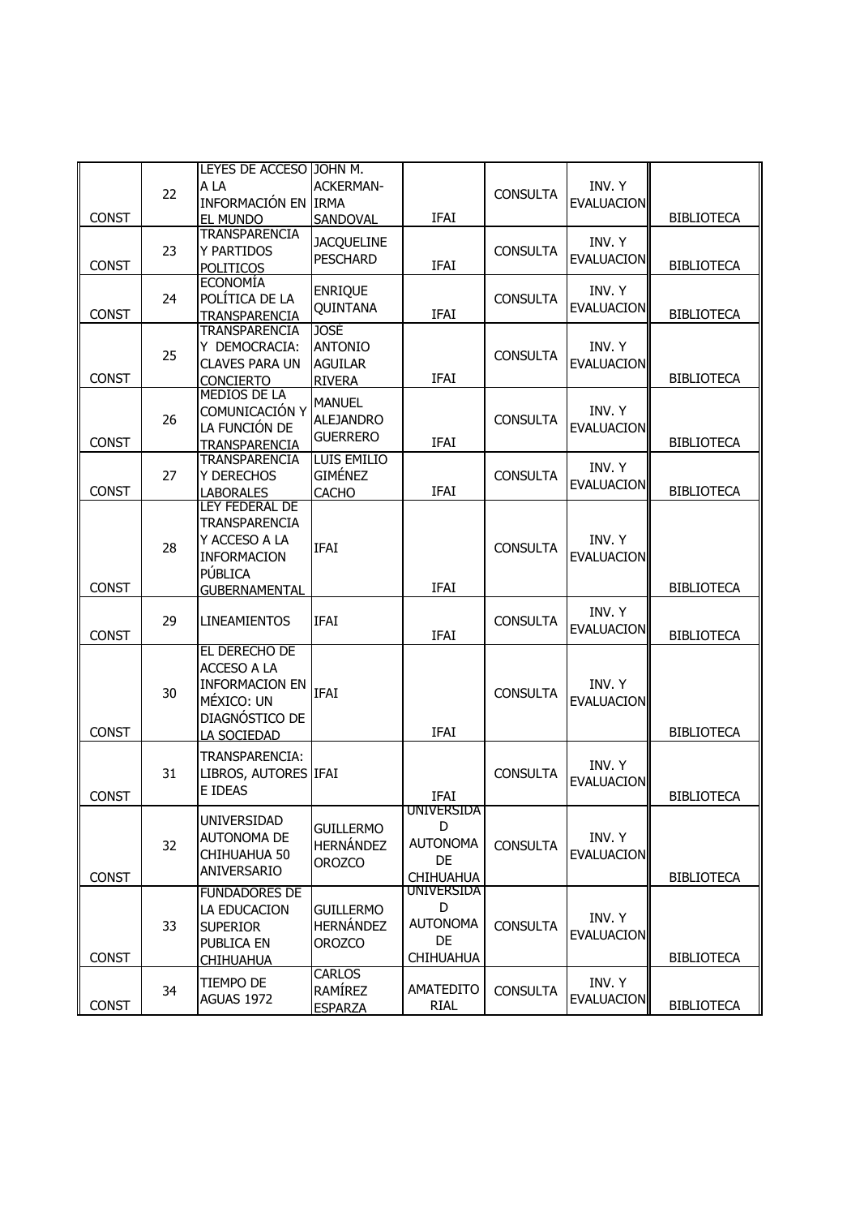| | | | | | | | |
|---|---|---|---|---|---|---|---|
| CONST | 22 | LEYES DE ACCESO A LA INFORMACIÓN EN EL MUNDO | JOHN M. ACKERMAN- IRMA SANDOVAL | IFAI | CONSULTA | INV. Y EVALUACION | BIBLIOTECA |
| CONST | 23 | TRANSPARENCIA Y PARTIDOS POLITICOS | JACQUELINE PESCHARD | IFAI | CONSULTA | INV. Y EVALUACION | BIBLIOTECA |
| CONST | 24 | ECONOMÍA POLÍTICA DE LA TRANSPARENCIA | ENRIQUE QUINTANA | IFAI | CONSULTA | INV. Y EVALUACION | BIBLIOTECA |
| CONST | 25 | TRANSPARENCIA Y DEMOCRACIA: CLAVES PARA UN CONCIERTO | JOSÉ ANTONIO AGUILAR RIVERA | IFAI | CONSULTA | INV. Y EVALUACION | BIBLIOTECA |
| CONST | 26 | MEDIOS DE LA COMUNICACIÓN Y LA FUNCIÓN DE TRANSPARENCIA | MANUEL ALEJANDRO GUERRERO | IFAI | CONSULTA | INV. Y EVALUACION | BIBLIOTECA |
| CONST | 27 | TRANSPARENCIA Y DERECHOS LABORALES | LUIS EMILIO GIMÉNEZ CACHO | IFAI | CONSULTA | INV. Y EVALUACION | BIBLIOTECA |
| CONST | 28 | LEY FEDERAL DE TRANSPARENCIA Y ACCESO A LA INFORMACION PÚBLICA GUBERNAMENTAL | IFAI | IFAI | CONSULTA | INV. Y EVALUACION | BIBLIOTECA |
| CONST | 29 | LINEAMIENTOS | IFAI | IFAI | CONSULTA | INV. Y EVALUACION | BIBLIOTECA |
| CONST | 30 | EL DERECHO DE ACCESO A LA INFORMACION EN MÉXICO: UN DIAGNÓSTICO DE LA SOCIEDAD | IFAI | IFAI | CONSULTA | INV. Y EVALUACION | BIBLIOTECA |
| CONST | 31 | TRANSPARENCIA: LIBROS, AUTORES E IDEAS | IFAI | IFAI | CONSULTA | INV. Y EVALUACION | BIBLIOTECA |
| CONST | 32 | UNIVERSIDAD AUTONOMA DE CHIHUAHUA 50 ANIVERSARIO | GUILLERMO HERNÁNDEZ OROZCO | UNIVERSIDAD AUTONOMA DE CHIHUAHUA | CONSULTA | INV. Y EVALUACION | BIBLIOTECA |
| CONST | 33 | FUNDADORES DE LA EDUCACION SUPERIOR PUBLICA EN CHIHUAHUA | GUILLERMO HERNÁNDEZ OROZCO | UNIVERSIDAD AUTONOMA DE CHIHUAHUA | CONSULTA | INV. Y EVALUACION | BIBLIOTECA |
| CONST | 34 | TIEMPO DE AGUAS 1972 | CARLOS RAMÍREZ ESPARZA | AMATEDITORIAL | CONSULTA | INV. Y EVALUACION | BIBLIOTECA |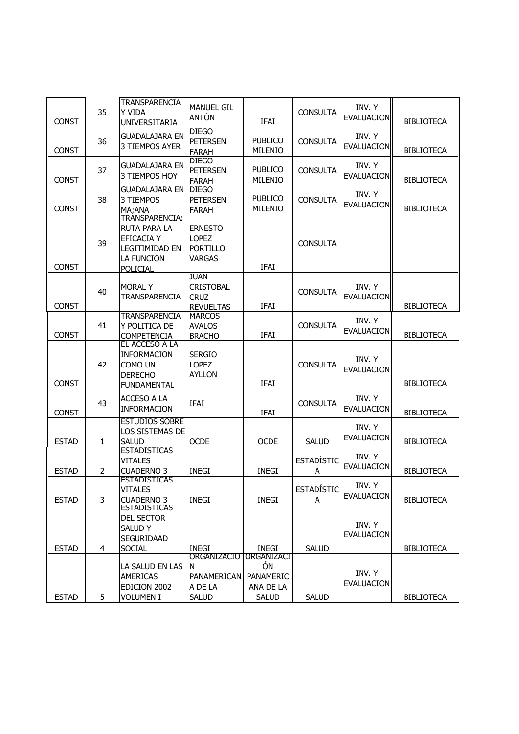| | | | | | | | |
|---|---|---|---|---|---|---|---|
| CONST | 35 | TRANSPARENCIA Y VIDA UNIVERSITARIA | MANUEL GIL ANTÓN | IFAI | CONSULTA | INV. Y EVALUACION | BIBLIOTECA |
| CONST | 36 | GUADALAJARA EN 3 TIEMPOS AYER | DIEGO PETERSEN FARAH | PUBLICO MILENIO | CONSULTA | INV. Y EVALUACION | BIBLIOTECA |
| CONST | 37 | GUADALAJARA EN 3 TIEMPOS HOY | DIEGO PETERSEN FARAH | PUBLICO MILENIO | CONSULTA | INV. Y EVALUACION | BIBLIOTECA |
| CONST | 38 | GUADALAJARA EN 3 TIEMPOS MA;ANA | DIEGO PETERSEN FARAH | PUBLICO MILENIO | CONSULTA | INV. Y EVALUACION | BIBLIOTECA |
| CONST | 39 | TRANSPARENCIA: RUTA PARA LA EFICACIA Y LEGITIMIDAD EN LA FUNCION POLICIAL | ERNESTO LOPEZ PORTILLO VARGAS | IFAI | CONSULTA | | |
| CONST | 40 | MORAL Y TRANSPARENCIA | JUAN CRISTOBAL CRUZ REVUELTAS | IFAI | CONSULTA | INV. Y EVALUACION | BIBLIOTECA |
| CONST | 41 | TRANSPARENCIA Y POLITICA DE COMPETENCIA | MARCOS AVALOS BRACHO | IFAI | CONSULTA | INV. Y EVALUACION | BIBLIOTECA |
| CONST | 42 | EL ACCESO A LA INFORMACION COMO UN DERECHO FUNDAMENTAL | SERGIO LOPEZ AYLLON | IFAI | CONSULTA | INV. Y EVALUACION | BIBLIOTECA |
| CONST | 43 | ACCESO A LA INFORMACION | IFAI | IFAI | CONSULTA | INV. Y EVALUACION | BIBLIOTECA |
| ESTAD | 1 | ESTUDIOS SOBRE LOS SISTEMAS DE SALUD | OCDE | OCDE | SALUD | INV. Y EVALUACION | BIBLIOTECA |
| ESTAD | 2 | ESTADISTICAS VITALES CUADERNO 3 | INEGI | INEGI | ESTADÍSTICA | INV. Y EVALUACION | BIBLIOTECA |
| ESTAD | 3 | ESTADISTICAS VITALES CUADERNO 3 | INEGI | INEGI | ESTADÍSTICA | INV. Y EVALUACION | BIBLIOTECA |
| ESTAD | 4 | ESTADISTICAS DEL SECTOR SALUD Y SEGURIDAAD SOCIAL | INEGI | INEGI | SALUD | INV. Y EVALUACION | BIBLIOTECA |
| ESTAD | 5 | LA SALUD EN LAS AMERICAS EDICION 2002 VOLUMEN I | ORGANIZACION PANAMERICANA DE LA SALUD | ORGANIZACIÓN PANAMERICANA DE LA SALUD | SALUD | INV. Y EVALUACION | BIBLIOTECA |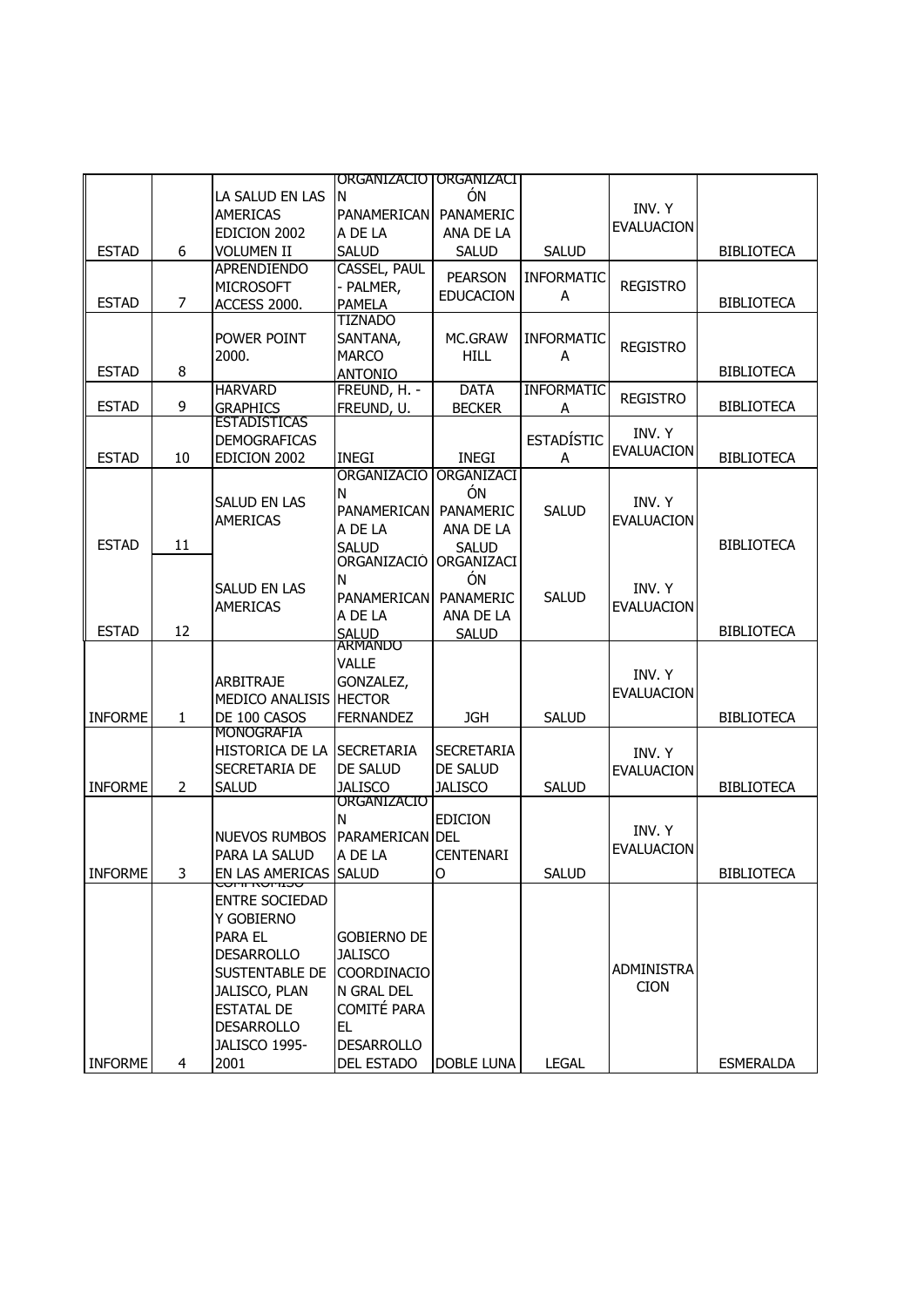| | | | | | | | |
|---|---|---|---|---|---|---|---|
| ESTAD | 6 | LA SALUD EN LAS AMERICAS EDICION 2002 VOLUMEN II | ORGANIZACION PANAMERICANA DE LA SALUD | ORGANIZACIÓN PANAMERICANA DE LA SALUD | SALUD | INV. Y EVALUACION | BIBLIOTECA |
| ESTAD | 7 | APRENDIENDO MICROSOFT ACCESS 2000. | CASSEL, PAUL - PALMER, PAMELA | PEARSON EDUCACION | INFORMATICA | REGISTRO | BIBLIOTECA |
| ESTAD | 8 | POWER POINT 2000. | TIZNADO SANTANA, MARCO ANTONIO | MC.GRAW HILL | INFORMATICA | REGISTRO | BIBLIOTECA |
| ESTAD | 9 | HARVARD GRAPHICS | FREUND, H. - FREUND, U. | DATA BECKER | INFORMATICA | REGISTRO | BIBLIOTECA |
| ESTAD | 10 | ESTADISTICAS DEMOGRAFICAS EDICION 2002 | INEGI | INEGI | ESTADÍSTICA | INV. Y EVALUACION | BIBLIOTECA |
| ESTAD | 11 | SALUD EN LAS AMERICAS | ORGANIZACION PANAMERICANA DE LA SALUD | ORGANIZACIÓN PANAMERICANA DE LA SALUD | SALUD | INV. Y EVALUACION | BIBLIOTECA |
| ESTAD | 12 | SALUD EN LAS AMERICAS | ORGANIZACIÓN PANAMERICANA DE LA SALUD | ORGANIZACIÓN PANAMERICANA DE LA SALUD | SALUD | INV. Y EVALUACION | BIBLIOTECA |
| INFORME | 1 | ARBITRAJE MEDICO ANALISIS DE 100 CASOS | ARMANDO VALLE GONZALEZ, HECTOR FERNANDEZ | JGH | SALUD | INV. Y EVALUACION | BIBLIOTECA |
| INFORME | 2 | MONOGRAFIA HISTORICA DE LA SECRETARIA DE SALUD | SECRETARIA DE SALUD JALISCO | SECRETARIA DE SALUD JALISCO | SALUD | INV. Y EVALUACION | BIBLIOTECA |
| INFORME | 3 | NUEVOS RUMBOS PARA LA SALUD EN LAS AMERICAS | ORGANIZACION PARAMERICANA DE LA SALUD | EDICION DEL CENTENARIO | SALUD | INV. Y EVALUACION | BIBLIOTECA |
| INFORME | 4 | COMPROMISO ENTRE SOCIEDAD Y GOBIERNO PARA EL DESARROLLO SUSTENTABLE DE JALISCO, PLAN ESTATAL DE DESARROLLO JALISCO 1995-2001 | GOBIERNO DE JALISCO COORDINACION GRAL DEL COMITÉ PARA EL DESARROLLO DEL ESTADO | DOBLE LUNA | LEGAL | ADMINISTRACION | ESMERALDA |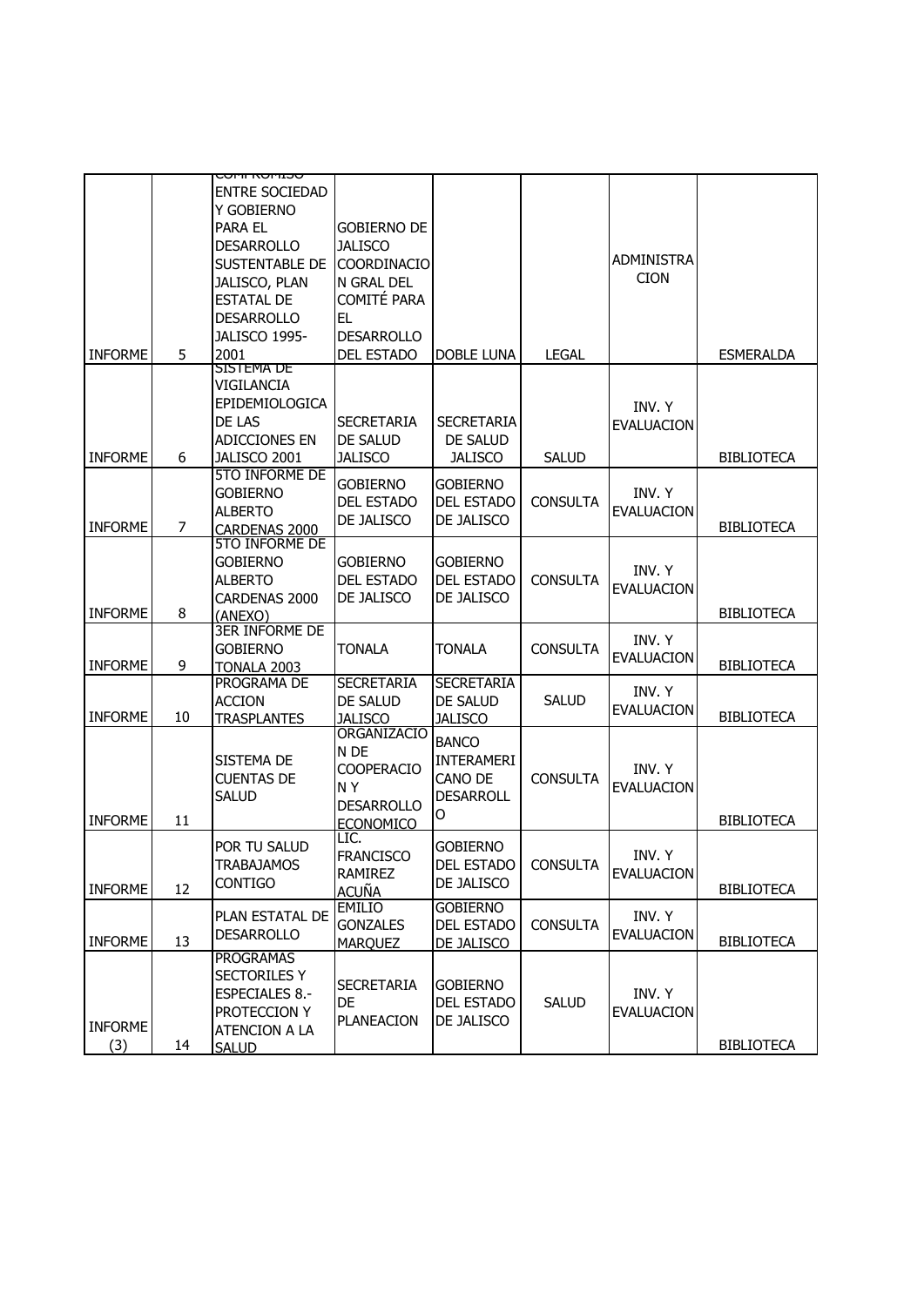| | | | | | | | |
|---|---|---|---|---|---|---|---|
| INFORME | 5 | COMPROMISO ENTRE SOCIEDAD Y GOBIERNO PARA EL DESARROLLO SUSTENTABLE DE JALISCO, PLAN ESTATAL DE DESARROLLO JALISCO 1995-2001 | GOBIERNO DE JALISCO COORDINACION GRAL DEL COMITÉ PARA EL DESARROLLO DEL ESTADO | DOBLE LUNA | LEGAL | ADMINISTRACION | ESMERALDA |
| INFORME | 6 | SISTEMA DE VIGILANCIA EPIDEMIOLOGICA DE LAS ADICCIONES EN JALISCO 2001 | SECRETARIA DE SALUD JALISCO | SECRETARIA DE SALUD JALISCO | SALUD | INV. Y EVALUACION | BIBLIOTECA |
| INFORME | 7 | 5TO INFORME DE GOBIERNO ALBERTO CARDENAS 2000 | GOBIERNO DEL ESTADO DE JALISCO | GOBIERNO DEL ESTADO DE JALISCO | CONSULTA | INV. Y EVALUACION | BIBLIOTECA |
| INFORME | 8 | 5TO INFORME DE GOBIERNO ALBERTO CARDENAS 2000 (ANEXO) | GOBIERNO DEL ESTADO DE JALISCO | GOBIERNO DEL ESTADO DE JALISCO | CONSULTA | INV. Y EVALUACION | BIBLIOTECA |
| INFORME | 9 | 3ER INFORME DE GOBIERNO TONALA 2003 | TONALA | TONALA | CONSULTA | INV. Y EVALUACION | BIBLIOTECA |
| INFORME | 10 | PROGRAMA DE ACCION TRASPLANTES | SECRETARIA DE SALUD JALISCO | SECRETARIA DE SALUD JALISCO | SALUD | INV. Y EVALUACION | BIBLIOTECA |
| INFORME | 11 | SISTEMA DE CUENTAS DE SALUD | ORGANIZACION DE COOPERACION Y DESARROLLO ECONOMICO | BANCO INTERAMERICANO DE DESARROLLO | CONSULTA | INV. Y EVALUACION | BIBLIOTECA |
| INFORME | 12 | POR TU SALUD TRABAJAMOS CONTIGO | LIC. FRANCISCO RAMIREZ ACUÑA | GOBIERNO DEL ESTADO DE JALISCO | CONSULTA | INV. Y EVALUACION | BIBLIOTECA |
| INFORME | 13 | PLAN ESTATAL DE DESARROLLO | EMILIO GONZALES MARQUEZ | GOBIERNO DEL ESTADO DE JALISCO | CONSULTA | INV. Y EVALUACION | BIBLIOTECA |
| INFORME (3) | 14 | PROGRAMAS SECTORILES Y ESPECIALES 8.- PROTECCION Y ATENCION A LA SALUD | SECRETARIA DE PLANEACION | GOBIERNO DEL ESTADO DE JALISCO | SALUD | INV. Y EVALUACION | BIBLIOTECA |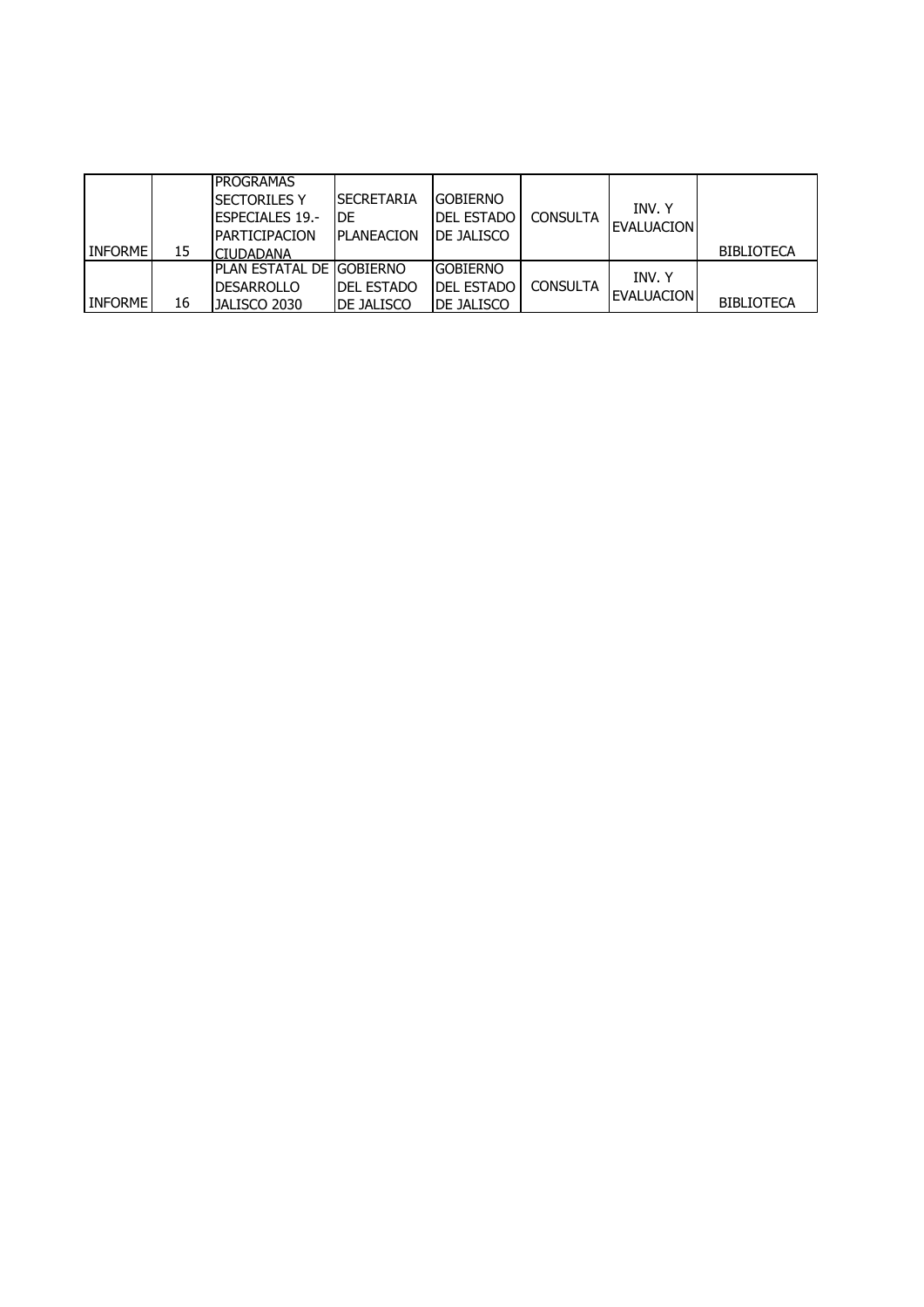| | | | | | | | |
|---|---|---|---|---|---|---|---|
| INFORME | 15 | PROGRAMAS SECTORILES Y ESPECIALES 19.- PARTICIPACION CIUDADANA | SECRETARIA DE PLANEACION | GOBIERNO DEL ESTADO DE JALISCO | CONSULTA | INV. Y EVALUACION | BIBLIOTECA |
| INFORME | 16 | PLAN ESTATAL DE DESARROLLO JALISCO 2030 | GOBIERNO DEL ESTADO DE JALISCO | GOBIERNO DEL ESTADO DE JALISCO | CONSULTA | INV. Y EVALUACION | BIBLIOTECA |